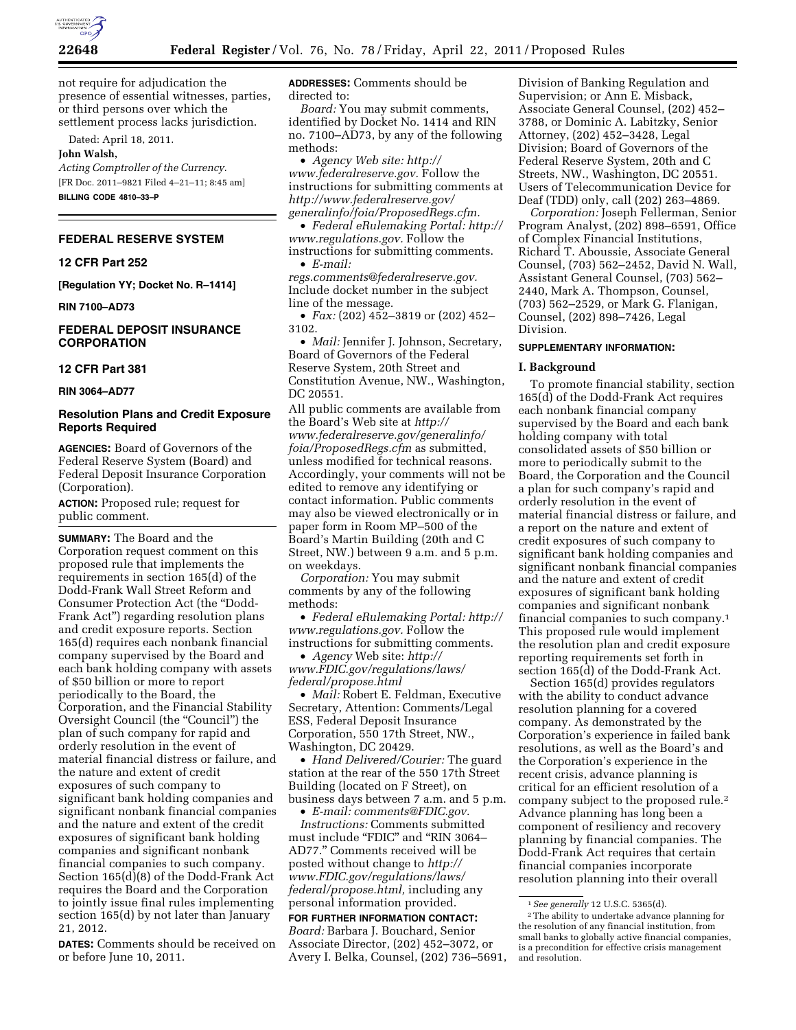not require for adjudication the presence of essential witnesses, parties, or third persons over which the settlement process lacks jurisdiction.

Dated: April 18, 2011.

**John Walsh,**

*Acting Comptroller of the Currency.*

[FR Doc. 2011–9821 Filed 4–21–11; 8:45 am]

**BILLING CODE 4810–33–P**

## FEDERAL RESERVE SYSTEM

### 12 CFR Part 252

**[Regulation YY; Docket No. R–1414]**

**RIN 7100–AD73**

## FEDERAL DEPOSIT INSURANCE CORPORATION

### 12 CFR Part 381

**RIN 3064–AD77**

## Resolution Plans and Credit Exposure Reports Required

**AGENCIES:** Board of Governors of the Federal Reserve System (Board) and Federal Deposit Insurance Corporation (Corporation).

**ACTION:** Proposed rule; request for public comment.

**SUMMARY:** The Board and the Corporation request comment on this proposed rule that implements the requirements in section 165(d) of the Dodd-Frank Wall Street Reform and Consumer Protection Act (the "Dodd-Frank Act") regarding resolution plans and credit exposure reports. Section 165(d) requires each nonbank financial company supervised by the Board and each bank holding company with assets of $50 billion or more to report periodically to the Board, the Corporation, and the Financial Stability Oversight Council (the "Council") the plan of such company for rapid and orderly resolution in the event of material financial distress or failure, and the nature and extent of credit exposures of such company to significant bank holding companies and significant nonbank financial companies and the nature and extent of the credit exposures of significant bank holding companies and significant nonbank financial companies to such company. Section 165(d)(8) of the Dodd-Frank Act requires the Board and the Corporation to jointly issue final rules implementing section 165(d) by not later than January 21, 2012.

**DATES:** Comments should be received on or before June 10, 2011.

**ADDRESSES:** Comments should be directed to:

*Board:* You may submit comments, identified by Docket No. 1414 and RIN no. 7100–AD73, by any of the following methods:

- *Agency Web site: http://www.federalreserve.gov.* Follow the instructions for submitting comments at *http://www.federalreserve.gov/generalinfo/foia/ProposedRegs.cfm.*
- *Federal eRulemaking Portal: http://www.regulations.gov.* Follow the instructions for submitting comments.
- *E-mail: regs.comments@federalreserve.gov.* Include docket number in the subject line of the message.
- *Fax:* (202) 452–3819 or (202) 452–3102.
- *Mail:* Jennifer J. Johnson, Secretary, Board of Governors of the Federal Reserve System, 20th Street and Constitution Avenue, NW., Washington, DC 20551.

All public comments are available from the Board's Web site at *http://www.federalreserve.gov/generalinfo/foia/ProposedRegs.cfm* as submitted, unless modified for technical reasons. Accordingly, your comments will not be edited to remove any identifying or contact information. Public comments may also be viewed electronically or in paper form in Room MP–500 of the Board's Martin Building (20th and C Street, NW.) between 9 a.m. and 5 p.m. on weekdays.

*Corporation:* You may submit comments by any of the following methods:

- *Federal eRulemaking Portal: http://www.regulations.gov.* Follow the instructions for submitting comments.
- *Agency* Web site: *http://www.FDIC.gov/regulations/laws/federal/propose.html*
- *Mail:* Robert E. Feldman, Executive Secretary, Attention: Comments/Legal ESS, Federal Deposit Insurance Corporation, 550 17th Street, NW., Washington, DC 20429.
- *Hand Delivered/Courier:* The guard station at the rear of the 550 17th Street Building (located on F Street), on business days between 7 a.m. and 5 p.m.
- *E-mail: comments@FDIC.gov.*

*Instructions:* Comments submitted must include "FDIC" and "RIN 3064–AD77." Comments received will be posted without change to *http://www.FDIC.gov/regulations/laws/federal/propose.html,* including any personal information provided.

**FOR FURTHER INFORMATION CONTACT:**

*Board:* Barbara J. Bouchard, Senior Associate Director, (202) 452–3072, or Avery I. Belka, Counsel, (202) 736–5691, Division of Banking Regulation and Supervision; or Ann E. Misback, Associate General Counsel, (202) 452–3788, or Dominic A. Labitzky, Senior Attorney, (202) 452–3428, Legal Division; Board of Governors of the Federal Reserve System, 20th and C Streets, NW., Washington, DC 20551. Users of Telecommunication Device for Deaf (TDD) only, call (202) 263–4869.

*Corporation:* Joseph Fellerman, Senior Program Analyst, (202) 898–6591, Office of Complex Financial Institutions, Richard T. Aboussie, Associate General Counsel, (703) 562–2452, David N. Wall, Assistant General Counsel, (703) 562–2440, Mark A. Thompson, Counsel, (703) 562–2529, or Mark G. Flanigan, Counsel, (202) 898–7426, Legal Division.

**SUPPLEMENTARY INFORMATION:**

### I. Background

To promote financial stability, section 165(d) of the Dodd-Frank Act requires each nonbank financial company supervised by the Board and each bank holding company with total consolidated assets of $50 billion or more to periodically submit to the Board, the Corporation and the Council a plan for such company's rapid and orderly resolution in the event of material financial distress or failure, and a report on the nature and extent of credit exposures of such company to significant bank holding companies and significant nonbank financial companies and the nature and extent of credit exposures of significant bank holding companies and significant nonbank financial companies to such company.[1] This proposed rule would implement the resolution plan and credit exposure reporting requirements set forth in section 165(d) of the Dodd-Frank Act.

Section 165(d) provides regulators with the ability to conduct advance resolution planning for a covered company. As demonstrated by the Corporation's experience in failed bank resolutions, as well as the Board's and the Corporation's experience in the recent crisis, advance planning is critical for an efficient resolution of a company subject to the proposed rule.[2] Advance planning has long been a component of resiliency and recovery planning by financial companies. The Dodd-Frank Act requires that certain financial companies incorporate resolution planning into their overall

[1] *See generally* 12 U.S.C. 5365(d).

[2] The ability to undertake advance planning for the resolution of any financial institution, from small banks to globally active financial companies, is a precondition for effective crisis management and resolution.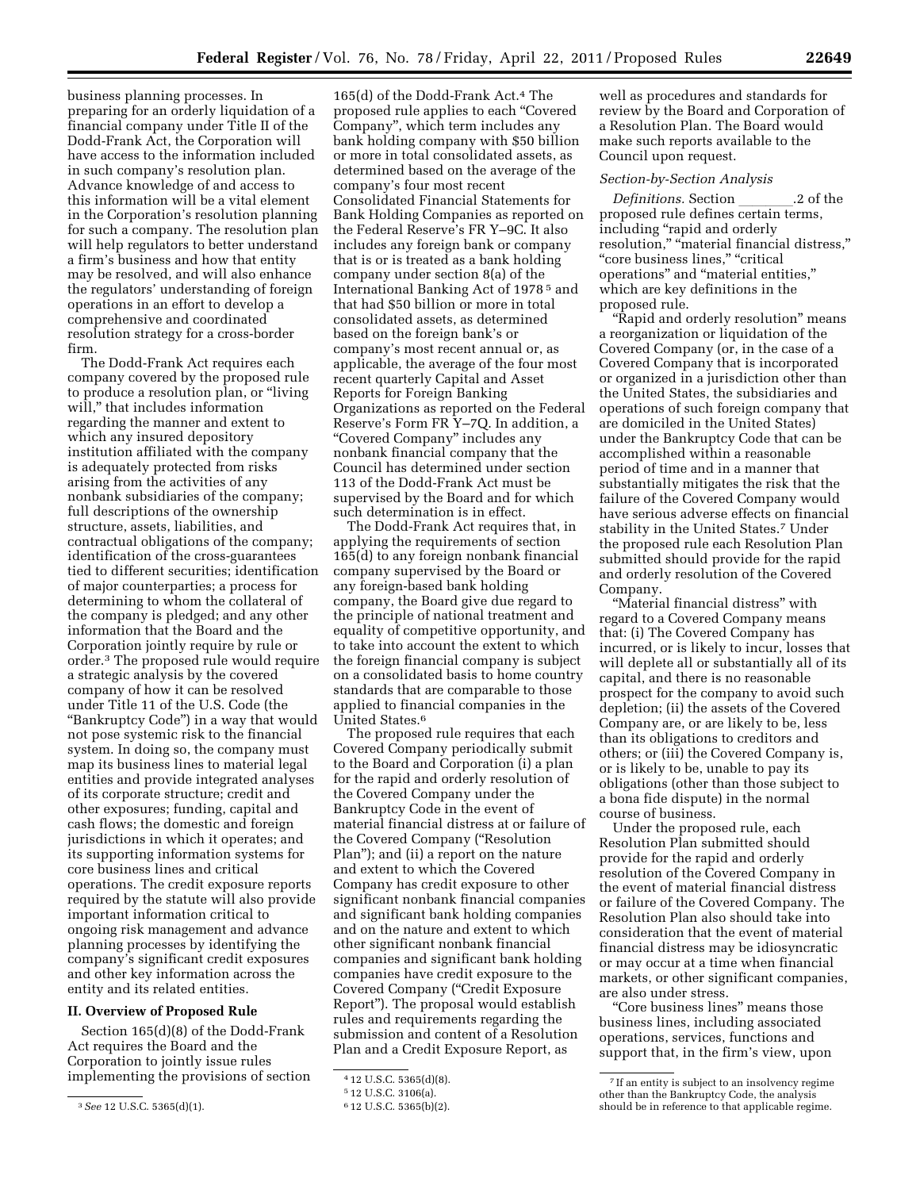business planning processes. In preparing for an orderly liquidation of a financial company under Title II of the Dodd-Frank Act, the Corporation will have access to the information included in such company's resolution plan. Advance knowledge of and access to this information will be a vital element in the Corporation's resolution planning for such a company. The resolution plan will help regulators to better understand a firm's business and how that entity may be resolved, and will also enhance the regulators' understanding of foreign operations in an effort to develop a comprehensive and coordinated resolution strategy for a cross-border firm.

The Dodd-Frank Act requires each company covered by the proposed rule to produce a resolution plan, or "living will," that includes information regarding the manner and extent to which any insured depository institution affiliated with the company is adequately protected from risks arising from the activities of any nonbank subsidiaries of the company; full descriptions of the ownership structure, assets, liabilities, and contractual obligations of the company; identification of the cross-guarantees tied to different securities; identification of major counterparties; a process for determining to whom the collateral of the company is pledged; and any other information that the Board and the Corporation jointly require by rule or order.[3] The proposed rule would require a strategic analysis by the covered company of how it can be resolved under Title 11 of the U.S. Code (the "Bankruptcy Code") in a way that would not pose systemic risk to the financial system. In doing so, the company must map its business lines to material legal entities and provide integrated analyses of its corporate structure; credit and other exposures; funding, capital and cash flows; the domestic and foreign jurisdictions in which it operates; and its supporting information systems for core business lines and critical operations. The credit exposure reports required by the statute will also provide important information critical to ongoing risk management and advance planning processes by identifying the company's significant credit exposures and other key information across the entity and its related entities.

## II. Overview of Proposed Rule

Section 165(d)(8) of the Dodd-Frank Act requires the Board and the Corporation to jointly issue rules implementing the provisions of section 165(d) of the Dodd-Frank Act.[4] The proposed rule applies to each "Covered Company", which term includes any bank holding company with $50 billion or more in total consolidated assets, as determined based on the average of the company's four most recent Consolidated Financial Statements for Bank Holding Companies as reported on the Federal Reserve's FR Y–9C. It also includes any foreign bank or company that is or is treated as a bank holding company under section 8(a) of the International Banking Act of 1978[5] and that had $50 billion or more in total consolidated assets, as determined based on the foreign bank's or company's most recent annual or, as applicable, the average of the four most recent quarterly Capital and Asset Reports for Foreign Banking Organizations as reported on the Federal Reserve's Form FR Y–7Q. In addition, a "Covered Company" includes any nonbank financial company that the Council has determined under section 113 of the Dodd-Frank Act must be supervised by the Board and for which such determination is in effect.

The Dodd-Frank Act requires that, in applying the requirements of section 165(d) to any foreign nonbank financial company supervised by the Board or any foreign-based bank holding company, the Board give due regard to the principle of national treatment and equality of competitive opportunity, and to take into account the extent to which the foreign financial company is subject on a consolidated basis to home country standards that are comparable to those applied to financial companies in the United States.[6]

The proposed rule requires that each Covered Company periodically submit to the Board and Corporation (i) a plan for the rapid and orderly resolution of the Covered Company under the Bankruptcy Code in the event of material financial distress at or failure of the Covered Company ("Resolution Plan"); and (ii) a report on the nature and extent to which the Covered Company has credit exposure to other significant nonbank financial companies and significant bank holding companies and on the nature and extent to which other significant nonbank financial companies and significant bank holding companies have credit exposure to the Covered Company ("Credit Exposure Report"). The proposal would establish rules and requirements regarding the submission and content of a Resolution Plan and a Credit Exposure Report, as well as procedures and standards for review by the Board and Corporation of a Resolution Plan. The Board would make such reports available to the Council upon request.

### *Section-by-Section Analysis*

*Definitions.* Section ________.2 of the proposed rule defines certain terms, including "rapid and orderly resolution," "material financial distress," "core business lines," "critical operations" and "material entities," which are key definitions in the proposed rule.

"Rapid and orderly resolution" means a reorganization or liquidation of the Covered Company (or, in the case of a Covered Company that is incorporated or organized in a jurisdiction other than the United States, the subsidiaries and operations of such foreign company that are domiciled in the United States) under the Bankruptcy Code that can be accomplished within a reasonable period of time and in a manner that substantially mitigates the risk that the failure of the Covered Company would have serious adverse effects on financial stability in the United States.[7] Under the proposed rule each Resolution Plan submitted should provide for the rapid and orderly resolution of the Covered Company.

"Material financial distress" with regard to a Covered Company means that: (i) The Covered Company has incurred, or is likely to incur, losses that will deplete all or substantially all of its capital, and there is no reasonable prospect for the company to avoid such depletion; (ii) the assets of the Covered Company are, or are likely to be, less than its obligations to creditors and others; or (iii) the Covered Company is, or is likely to be, unable to pay its obligations (other than those subject to a bona fide dispute) in the normal course of business.

Under the proposed rule, each Resolution Plan submitted should provide for the rapid and orderly resolution of the Covered Company in the event of material financial distress or failure of the Covered Company. The Resolution Plan also should take into consideration that the event of material financial distress may be idiosyncratic or may occur at a time when financial markets, or other significant companies, are also under stress.

"Core business lines" means those business lines, including associated operations, services, functions and support that, in the firm's view, upon

[3] *See* 12 U.S.C. 5365(d)(1).

[4] 12 U.S.C. 5365(d)(8).

[5] 12 U.S.C. 3106(a).

[6] 12 U.S.C. 5365(b)(2).

[7] If an entity is subject to an insolvency regime other than the Bankruptcy Code, the analysis should be in reference to that applicable regime.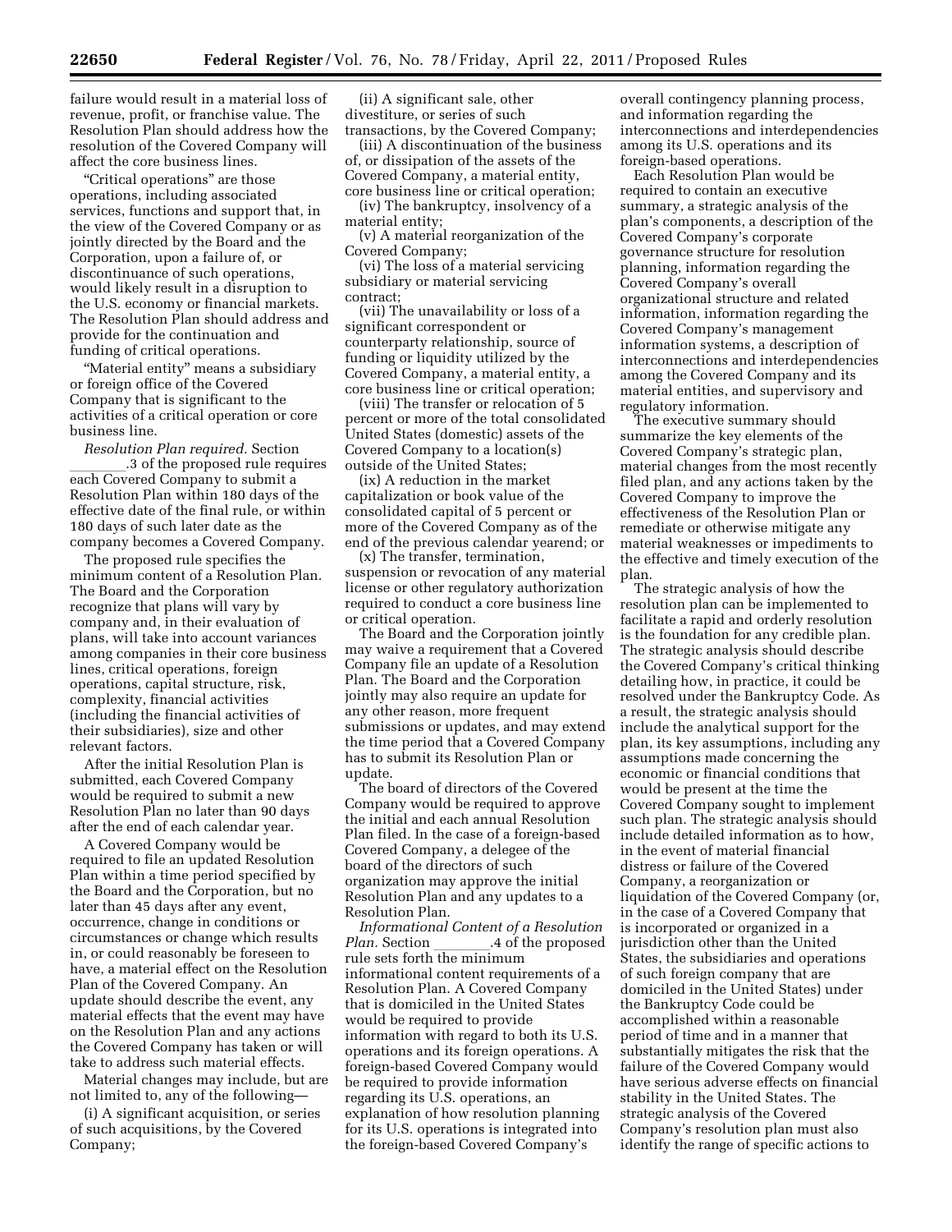failure would result in a material loss of revenue, profit, or franchise value. The Resolution Plan should address how the resolution of the Covered Company will affect the core business lines.

"Critical operations" are those operations, including associated services, functions and support that, in the view of the Covered Company or as jointly directed by the Board and the Corporation, upon a failure of, or discontinuance of such operations, would likely result in a disruption to the U.S. economy or financial markets. The Resolution Plan should address and provide for the continuation and funding of critical operations.

"Material entity" means a subsidiary or foreign office of the Covered Company that is significant to the activities of a critical operation or core business line.

*Resolution Plan required.* Section ________.3 of the proposed rule requires each Covered Company to submit a Resolution Plan within 180 days of the effective date of the final rule, or within 180 days of such later date as the company becomes a Covered Company.

The proposed rule specifies the minimum content of a Resolution Plan. The Board and the Corporation recognize that plans will vary by company and, in their evaluation of plans, will take into account variances among companies in their core business lines, critical operations, foreign operations, capital structure, risk, complexity, financial activities (including the financial activities of their subsidiaries), size and other relevant factors.

After the initial Resolution Plan is submitted, each Covered Company would be required to submit a new Resolution Plan no later than 90 days after the end of each calendar year.

A Covered Company would be required to file an updated Resolution Plan within a time period specified by the Board and the Corporation, but no later than 45 days after any event, occurrence, change in conditions or circumstances or change which results in, or could reasonably be foreseen to have, a material effect on the Resolution Plan of the Covered Company. An update should describe the event, any material effects that the event may have on the Resolution Plan and any actions the Covered Company has taken or will take to address such material effects.

Material changes may include, but are not limited to, any of the following—

(i) A significant acquisition, or series of such acquisitions, by the Covered Company;

(ii) A significant sale, other divestiture, or series of such transactions, by the Covered Company;

(iii) A discontinuation of the business of, or dissipation of the assets of the Covered Company, a material entity, core business line or critical operation;

(iv) The bankruptcy, insolvency of a material entity;

(v) A material reorganization of the Covered Company;

(vi) The loss of a material servicing subsidiary or material servicing contract;

(vii) The unavailability or loss of a significant correspondent or counterparty relationship, source of funding or liquidity utilized by the Covered Company, a material entity, a core business line or critical operation;

(viii) The transfer or relocation of 5 percent or more of the total consolidated United States (domestic) assets of the Covered Company to a location(s) outside of the United States;

(ix) A reduction in the market capitalization or book value of the consolidated capital of 5 percent or more of the Covered Company as of the end of the previous calendar yearend; or

(x) The transfer, termination, suspension or revocation of any material license or other regulatory authorization required to conduct a core business line or critical operation.

The Board and the Corporation jointly may waive a requirement that a Covered Company file an update of a Resolution Plan. The Board and the Corporation jointly may also require an update for any other reason, more frequent submissions or updates, and may extend the time period that a Covered Company has to submit its Resolution Plan or update.

The board of directors of the Covered Company would be required to approve the initial and each annual Resolution Plan filed. In the case of a foreign-based Covered Company, a delegee of the board of the directors of such organization may approve the initial Resolution Plan and any updates to a Resolution Plan.

*Informational Content of a Resolution Plan.* Section ________.4 of the proposed rule sets forth the minimum informational content requirements of a Resolution Plan. A Covered Company that is domiciled in the United States would be required to provide information with regard to both its U.S. operations and its foreign operations. A foreign-based Covered Company would be required to provide information regarding its U.S. operations, an explanation of how resolution planning for its U.S. operations is integrated into the foreign-based Covered Company's overall contingency planning process, and information regarding the interconnections and interdependencies among its U.S. operations and its foreign-based operations.

Each Resolution Plan would be required to contain an executive summary, a strategic analysis of the plan's components, a description of the Covered Company's corporate governance structure for resolution planning, information regarding the Covered Company's overall organizational structure and related information, information regarding the Covered Company's management information systems, a description of interconnections and interdependencies among the Covered Company and its material entities, and supervisory and regulatory information.

The executive summary should summarize the key elements of the Covered Company's strategic plan, material changes from the most recently filed plan, and any actions taken by the Covered Company to improve the effectiveness of the Resolution Plan or remediate or otherwise mitigate any material weaknesses or impediments to the effective and timely execution of the plan.

The strategic analysis of how the resolution plan can be implemented to facilitate a rapid and orderly resolution is the foundation for any credible plan. The strategic analysis should describe the Covered Company's critical thinking detailing how, in practice, it could be resolved under the Bankruptcy Code. As a result, the strategic analysis should include the analytical support for the plan, its key assumptions, including any assumptions made concerning the economic or financial conditions that would be present at the time the Covered Company sought to implement such plan. The strategic analysis should include detailed information as to how, in the event of material financial distress or failure of the Covered Company, a reorganization or liquidation of the Covered Company (or, in the case of a Covered Company that is incorporated or organized in a jurisdiction other than the United States, the subsidiaries and operations of such foreign company that are domiciled in the United States) under the Bankruptcy Code could be accomplished within a reasonable period of time and in a manner that substantially mitigates the risk that the failure of the Covered Company would have serious adverse effects on financial stability in the United States. The strategic analysis of the Covered Company's resolution plan must also identify the range of specific actions to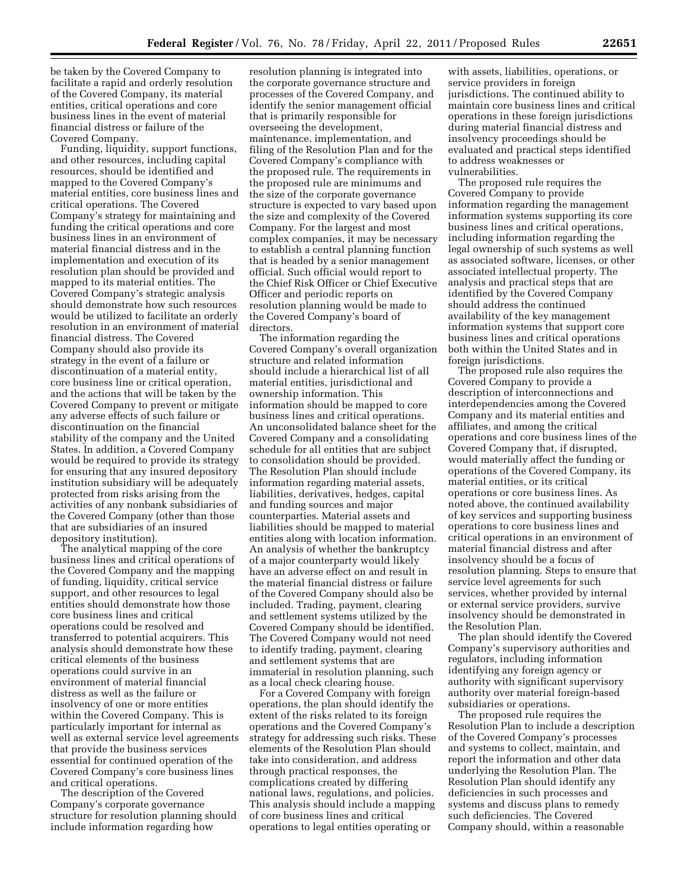be taken by the Covered Company to facilitate a rapid and orderly resolution of the Covered Company, its material entities, critical operations and core business lines in the event of material financial distress or failure of the Covered Company.

Funding, liquidity, support functions, and other resources, including capital resources, should be identified and mapped to the Covered Company's material entities, core business lines and critical operations. The Covered Company's strategy for maintaining and funding the critical operations and core business lines in an environment of material financial distress and in the implementation and execution of its resolution plan should be provided and mapped to its material entities. The Covered Company's strategic analysis should demonstrate how such resources would be utilized to facilitate an orderly resolution in an environment of material financial distress. The Covered Company should also provide its strategy in the event of a failure or discontinuation of a material entity, core business line or critical operation, and the actions that will be taken by the Covered Company to prevent or mitigate any adverse effects of such failure or discontinuation on the financial stability of the company and the United States. In addition, a Covered Company would be required to provide its strategy for ensuring that any insured depository institution subsidiary will be adequately protected from risks arising from the activities of any nonbank subsidiaries of the Covered Company (other than those that are subsidiaries of an insured depository institution).

The analytical mapping of the core business lines and critical operations of the Covered Company and the mapping of funding, liquidity, critical service support, and other resources to legal entities should demonstrate how those core business lines and critical operations could be resolved and transferred to potential acquirers. This analysis should demonstrate how these critical elements of the business operations could survive in an environment of material financial distress as well as the failure or insolvency of one or more entities within the Covered Company. This is particularly important for internal as well as external service level agreements that provide the business services essential for continued operation of the Covered Company's core business lines and critical operations.

The description of the Covered Company's corporate governance structure for resolution planning should include information regarding how resolution planning is integrated into the corporate governance structure and processes of the Covered Company, and identify the senior management official that is primarily responsible for overseeing the development, maintenance, implementation, and filing of the Resolution Plan and for the Covered Company's compliance with the proposed rule. The requirements in the proposed rule are minimums and the size of the corporate governance structure is expected to vary based upon the size and complexity of the Covered Company. For the largest and most complex companies, it may be necessary to establish a central planning function that is headed by a senior management official. Such official would report to the Chief Risk Officer or Chief Executive Officer and periodic reports on resolution planning would be made to the Covered Company's board of directors.

The information regarding the Covered Company's overall organization structure and related information should include a hierarchical list of all material entities, jurisdictional and ownership information. This information should be mapped to core business lines and critical operations. An unconsolidated balance sheet for the Covered Company and a consolidating schedule for all entities that are subject to consolidation should be provided. The Resolution Plan should include information regarding material assets, liabilities, derivatives, hedges, capital and funding sources and major counterparties. Material assets and liabilities should be mapped to material entities along with location information. An analysis of whether the bankruptcy of a major counterparty would likely have an adverse effect on and result in the material financial distress or failure of the Covered Company should also be included. Trading, payment, clearing and settlement systems utilized by the Covered Company should be identified. The Covered Company would not need to identify trading, payment, clearing and settlement systems that are immaterial in resolution planning, such as a local check clearing house.

For a Covered Company with foreign operations, the plan should identify the extent of the risks related to its foreign operations and the Covered Company's strategy for addressing such risks. These elements of the Resolution Plan should take into consideration, and address through practical responses, the complications created by differing national laws, regulations, and policies. This analysis should include a mapping of core business lines and critical operations to legal entities operating or with assets, liabilities, operations, or service providers in foreign jurisdictions. The continued ability to maintain core business lines and critical operations in these foreign jurisdictions during material financial distress and insolvency proceedings should be evaluated and practical steps identified to address weaknesses or vulnerabilities.

The proposed rule requires the Covered Company to provide information regarding the management information systems supporting its core business lines and critical operations, including information regarding the legal ownership of such systems as well as associated software, licenses, or other associated intellectual property. The analysis and practical steps that are identified by the Covered Company should address the continued availability of the key management information systems that support core business lines and critical operations both within the United States and in foreign jurisdictions.

The proposed rule also requires the Covered Company to provide a description of interconnections and interdependencies among the Covered Company and its material entities and affiliates, and among the critical operations and core business lines of the Covered Company that, if disrupted, would materially affect the funding or operations of the Covered Company, its material entities, or its critical operations or core business lines. As noted above, the continued availability of key services and supporting business operations to core business lines and critical operations in an environment of material financial distress and after insolvency should be a focus of resolution planning. Steps to ensure that service level agreements for such services, whether provided by internal or external service providers, survive insolvency should be demonstrated in the Resolution Plan.

The plan should identify the Covered Company's supervisory authorities and regulators, including information identifying any foreign agency or authority with significant supervisory authority over material foreign-based subsidiaries or operations.

The proposed rule requires the Resolution Plan to include a description of the Covered Company's processes and systems to collect, maintain, and report the information and other data underlying the Resolution Plan. The Resolution Plan should identify any deficiencies in such processes and systems and discuss plans to remedy such deficiencies. The Covered Company should, within a reasonable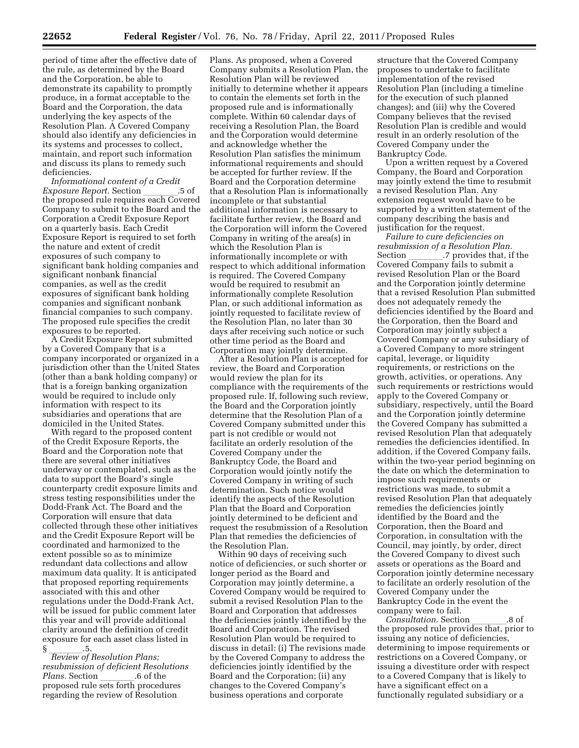period of time after the effective date of the rule, as determined by the Board and the Corporation, be able to demonstrate its capability to promptly produce, in a format acceptable to the Board and the Corporation, the data underlying the key aspects of the Resolution Plan. A Covered Company should also identify any deficiencies in its systems and processes to collect, maintain, and report such information and discuss its plans to remedy such deficiencies.

*Informational content of a Credit Exposure Report.* Section ________.5 of the proposed rule requires each Covered Company to submit to the Board and the Corporation a Credit Exposure Report on a quarterly basis. Each Credit Exposure Report is required to set forth the nature and extent of credit exposures of such company to significant bank holding companies and significant nonbank financial companies, as well as the credit exposures of significant bank holding companies and significant nonbank financial companies to such company. The proposed rule specifies the credit exposures to be reported.

A Credit Exposure Report submitted by a Covered Company that is a company incorporated or organized in a jurisdiction other than the United States (other than a bank holding company) or that is a foreign banking organization would be required to include only information with respect to its subsidiaries and operations that are domiciled in the United States.

With regard to the proposed content of the Credit Exposure Reports, the Board and the Corporation note that there are several other initiatives underway or contemplated, such as the data to support the Board's single counterparty credit exposure limits and stress testing responsibilities under the Dodd-Frank Act. The Board and the Corporation will ensure that data collected through these other initiatives and the Credit Exposure Report will be coordinated and harmonized to the extent possible so as to minimize redundant data collections and allow maximum data quality. It is anticipated that proposed reporting requirements associated with this and other regulations under the Dodd-Frank Act, will be issued for public comment later this year and will provide additional clarity around the definition of credit exposure for each asset class listed in § ________.5.

*Review of Resolution Plans; resubmission of deficient Resolutions Plans.* Section ________.6 of the proposed rule sets forth procedures regarding the review of Resolution Plans. As proposed, when a Covered Company submits a Resolution Plan, the Resolution Plan will be reviewed initially to determine whether it appears to contain the elements set forth in the proposed rule and is informationally complete. Within 60 calendar days of receiving a Resolution Plan, the Board and the Corporation would determine and acknowledge whether the Resolution Plan satisfies the minimum informational requirements and should be accepted for further review. If the Board and the Corporation determine that a Resolution Plan is informationally incomplete or that substantial additional information is necessary to facilitate further review, the Board and the Corporation will inform the Covered Company in writing of the area(s) in which the Resolution Plan is informationally incomplete or with respect to which additional information is required. The Covered Company would be required to resubmit an informationally complete Resolution Plan, or such additional information as jointly requested to facilitate review of the Resolution Plan, no later than 30 days after receiving such notice or such other time period as the Board and Corporation may jointly determine.

After a Resolution Plan is accepted for review, the Board and Corporation would review the plan for its compliance with the requirements of the proposed rule. If, following such review, the Board and the Corporation jointly determine that the Resolution Plan of a Covered Company submitted under this part is not credible or would not facilitate an orderly resolution of the Covered Company under the Bankruptcy Code, the Board and Corporation would jointly notify the Covered Company in writing of such determination. Such notice would identify the aspects of the Resolution Plan that the Board and Corporation jointly determined to be deficient and request the resubmission of a Resolution Plan that remedies the deficiencies of the Resolution Plan.

Within 90 days of receiving such notice of deficiencies, or such shorter or longer period as the Board and Corporation may jointly determine, a Covered Company would be required to submit a revised Resolution Plan to the Board and Corporation that addresses the deficiencies jointly identified by the Board and Corporation. The revised Resolution Plan would be required to discuss in detail: (i) The revisions made by the Covered Company to address the deficiencies jointly identified by the Board and the Corporation; (ii) any changes to the Covered Company's business operations and corporate structure that the Covered Company proposes to undertake to facilitate implementation of the revised Resolution Plan (including a timeline for the execution of such planned changes); and (iii) why the Covered Company believes that the revised Resolution Plan is credible and would result in an orderly resolution of the Covered Company under the Bankruptcy Code.

Upon a written request by a Covered Company, the Board and Corporation may jointly extend the time to resubmit a revised Resolution Plan. Any extension request would have to be supported by a written statement of the company describing the basis and justification for the request.

*Failure to cure deficiencies on resubmission of a Resolution Plan.* Section ________.7 provides that, if the Covered Company fails to submit a revised Resolution Plan or the Board and the Corporation jointly determine that a revised Resolution Plan submitted does not adequately remedy the deficiencies identified by the Board and the Corporation, then the Board and Corporation may jointly subject a Covered Company or any subsidiary of a Covered Company to more stringent capital, leverage, or liquidity requirements, or restrictions on the growth, activities, or operations. Any such requirements or restrictions would apply to the Covered Company or subsidiary, respectively, until the Board and the Corporation jointly determine the Covered Company has submitted a revised Resolution Plan that adequately remedies the deficiencies identified. In addition, if the Covered Company fails, within the two-year period beginning on the date on which the determination to impose such requirements or restrictions was made, to submit a revised Resolution Plan that adequately remedies the deficiencies jointly identified by the Board and the Corporation, then the Board and Corporation, in consultation with the Council, may jointly, by order, direct the Covered Company to divest such assets or operations as the Board and Corporation jointly determine necessary to facilitate an orderly resolution of the Covered Company under the Bankruptcy Code in the event the company were to fail.

*Consultation.* Section ________.8 of the proposed rule provides that, prior to issuing any notice of deficiencies, determining to impose requirements or restrictions on a Covered Company, or issuing a divestiture order with respect to a Covered Company that is likely to have a significant effect on a functionally regulated subsidiary or a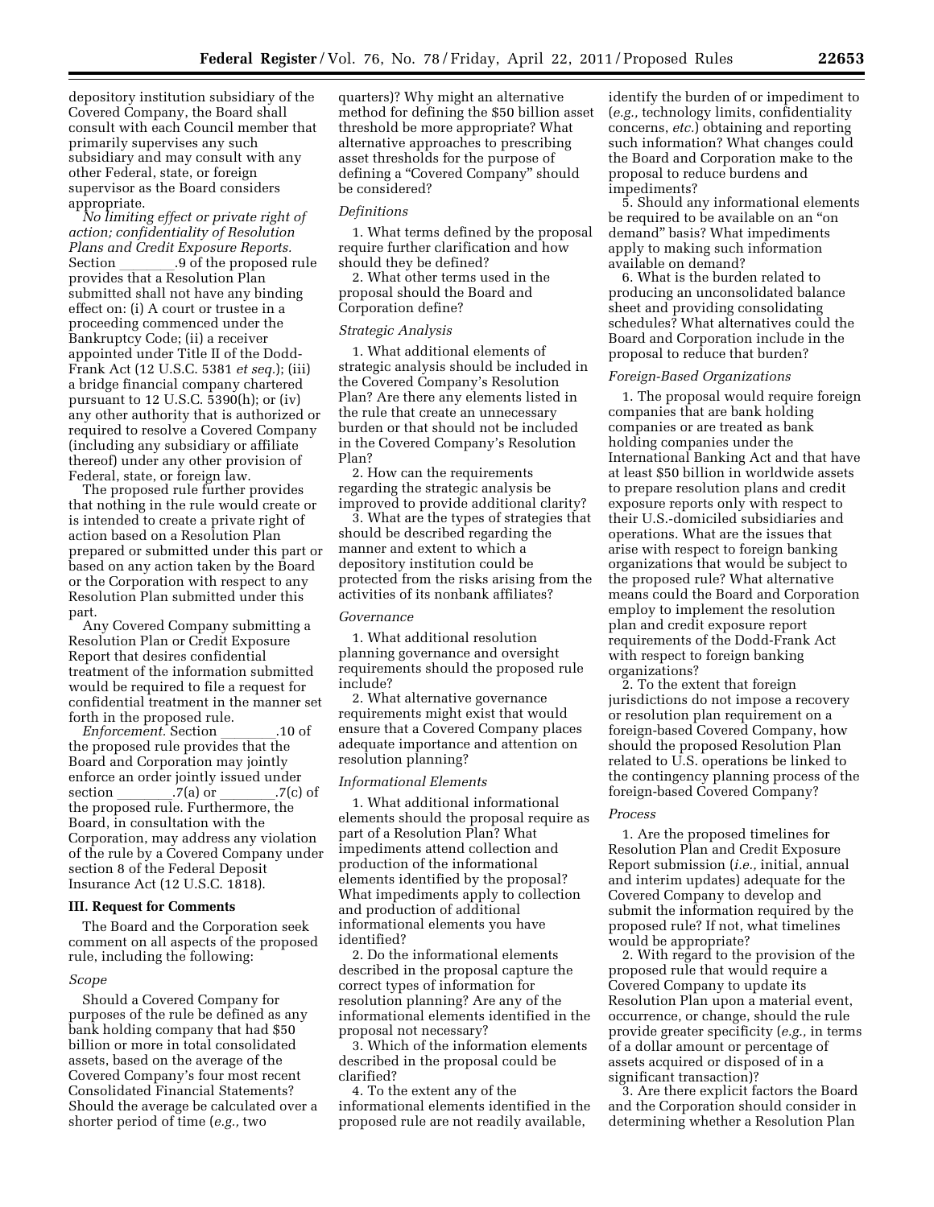depository institution subsidiary of the Covered Company, the Board shall consult with each Council member that primarily supervises any such subsidiary and may consult with any other Federal, state, or foreign supervisor as the Board considers appropriate.

*No limiting effect or private right of action; confidentiality of Resolution Plans and Credit Exposure Reports.* Section ________.9 of the proposed rule provides that a Resolution Plan submitted shall not have any binding effect on: (i) A court or trustee in a proceeding commenced under the Bankruptcy Code; (ii) a receiver appointed under Title II of the Dodd-Frank Act (12 U.S.C. 5381 *et seq.*); (iii) a bridge financial company chartered pursuant to 12 U.S.C. 5390(h); or (iv) any other authority that is authorized or required to resolve a Covered Company (including any subsidiary or affiliate thereof) under any other provision of Federal, state, or foreign law.

The proposed rule further provides that nothing in the rule would create or is intended to create a private right of action based on a Resolution Plan prepared or submitted under this part or based on any action taken by the Board or the Corporation with respect to any Resolution Plan submitted under this part.

Any Covered Company submitting a Resolution Plan or Credit Exposure Report that desires confidential treatment of the information submitted would be required to file a request for confidential treatment in the manner set forth in the proposed rule.

*Enforcement.* Section ________.10 of the proposed rule provides that the Board and Corporation may jointly enforce an order jointly issued under section ________.7(a) or ________.7(c) of the proposed rule. Furthermore, the Board, in consultation with the Corporation, may address any violation of the rule by a Covered Company under section 8 of the Federal Deposit Insurance Act (12 U.S.C. 1818).

## III. Request for Comments

The Board and the Corporation seek comment on all aspects of the proposed rule, including the following:

### *Scope*

Should a Covered Company for purposes of the rule be defined as any bank holding company that had $50 billion or more in total consolidated assets, based on the average of the Covered Company's four most recent Consolidated Financial Statements? Should the average be calculated over a shorter period of time (*e.g.,* two quarters)? Why might an alternative method for defining the $50 billion asset threshold be more appropriate? What alternative approaches to prescribing asset thresholds for the purpose of defining a "Covered Company" should be considered?

### *Definitions*

1. What terms defined by the proposal require further clarification and how should they be defined?

2. What other terms used in the proposal should the Board and Corporation define?

### *Strategic Analysis*

1. What additional elements of strategic analysis should be included in the Covered Company's Resolution Plan? Are there any elements listed in the rule that create an unnecessary burden or that should not be included in the Covered Company's Resolution Plan?

2. How can the requirements regarding the strategic analysis be improved to provide additional clarity?

3. What are the types of strategies that should be described regarding the manner and extent to which a depository institution could be protected from the risks arising from the activities of its nonbank affiliates?

### *Governance*

1. What additional resolution planning governance and oversight requirements should the proposed rule include?

2. What alternative governance requirements might exist that would ensure that a Covered Company places adequate importance and attention on resolution planning?

### *Informational Elements*

1. What additional informational elements should the proposal require as part of a Resolution Plan? What impediments attend collection and production of the informational elements identified by the proposal? What impediments apply to collection and production of additional informational elements you have identified?

2. Do the informational elements described in the proposal capture the correct types of information for resolution planning? Are any of the informational elements identified in the proposal not necessary?

3. Which of the information elements described in the proposal could be clarified?

4. To the extent any of the informational elements identified in the proposed rule are not readily available, identify the burden of or impediment to (*e.g.,* technology limits, confidentiality concerns, *etc.*) obtaining and reporting such information? What changes could the Board and Corporation make to the proposal to reduce burdens and impediments?

5. Should any informational elements be required to be available on an "on demand" basis? What impediments apply to making such information available on demand?

6. What is the burden related to producing an unconsolidated balance sheet and providing consolidating schedules? What alternatives could the Board and Corporation include in the proposal to reduce that burden?

### *Foreign-Based Organizations*

1. The proposal would require foreign companies that are bank holding companies or are treated as bank holding companies under the International Banking Act and that have at least $50 billion in worldwide assets to prepare resolution plans and credit exposure reports only with respect to their U.S.-domiciled subsidiaries and operations. What are the issues that arise with respect to foreign banking organizations that would be subject to the proposed rule? What alternative means could the Board and Corporation employ to implement the resolution plan and credit exposure report requirements of the Dodd-Frank Act with respect to foreign banking organizations?

2. To the extent that foreign jurisdictions do not impose a recovery or resolution plan requirement on a foreign-based Covered Company, how should the proposed Resolution Plan related to U.S. operations be linked to the contingency planning process of the foreign-based Covered Company?

### *Process*

1. Are the proposed timelines for Resolution Plan and Credit Exposure Report submission (*i.e.,* initial, annual and interim updates) adequate for the Covered Company to develop and submit the information required by the proposed rule? If not, what timelines would be appropriate?

2. With regard to the provision of the proposed rule that would require a Covered Company to update its Resolution Plan upon a material event, occurrence, or change, should the rule provide greater specificity (*e.g.,* in terms of a dollar amount or percentage of assets acquired or disposed of in a significant transaction)?

3. Are there explicit factors the Board and the Corporation should consider in determining whether a Resolution Plan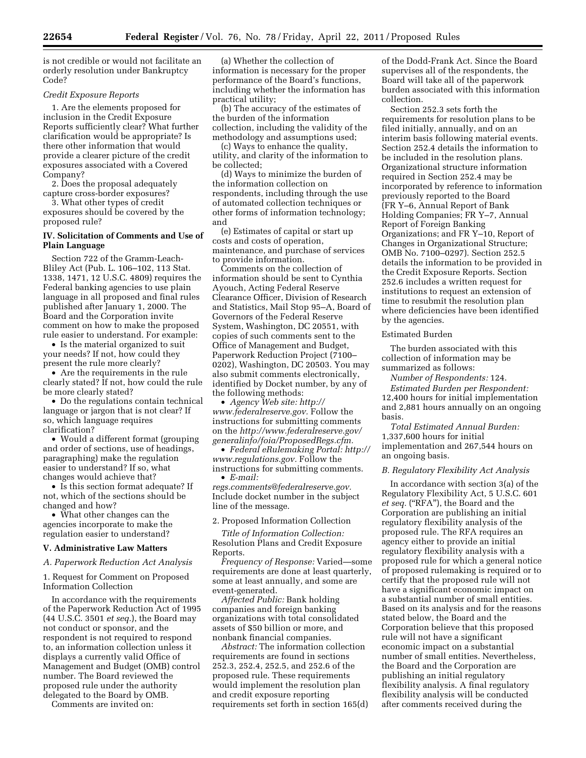is not credible or would not facilitate an orderly resolution under Bankruptcy Code?

*Credit Exposure Reports*

1. Are the elements proposed for inclusion in the Credit Exposure Reports sufficiently clear? What further clarification would be appropriate? Is there other information that would provide a clearer picture of the credit exposures associated with a Covered Company?

2. Does the proposal adequately capture cross-border exposures?

3. What other types of credit exposures should be covered by the proposed rule?

## IV. Solicitation of Comments and Use of Plain Language

Section 722 of the Gramm-Leach-Bliley Act (Pub. L. 106–102, 113 Stat. 1338, 1471, 12 U.S.C. 4809) requires the Federal banking agencies to use plain language in all proposed and final rules published after January 1, 2000. The Board and the Corporation invite comment on how to make the proposed rule easier to understand. For example:

- Is the material organized to suit your needs? If not, how could they present the rule more clearly?
- Are the requirements in the rule clearly stated? If not, how could the rule be more clearly stated?
- Do the regulations contain technical language or jargon that is not clear? If so, which language requires clarification?
- Would a different format (grouping and order of sections, use of headings, paragraphing) make the regulation easier to understand? If so, what changes would achieve that?
- Is this section format adequate? If not, which of the sections should be changed and how?
- What other changes can the agencies incorporate to make the regulation easier to understand?

## V. Administrative Law Matters

### *A. Paperwork Reduction Act Analysis*

1. Request for Comment on Proposed Information Collection

In accordance with the requirements of the Paperwork Reduction Act of 1995 (44 U.S.C. 3501 *et seq.*), the Board may not conduct or sponsor, and the respondent is not required to respond to, an information collection unless it displays a currently valid Office of Management and Budget (OMB) control number. The Board reviewed the proposed rule under the authority delegated to the Board by OMB.

Comments are invited on:

(a) Whether the collection of information is necessary for the proper performance of the Board's functions, including whether the information has practical utility;

(b) The accuracy of the estimates of the burden of the information collection, including the validity of the methodology and assumptions used;

(c) Ways to enhance the quality, utility, and clarity of the information to be collected;

(d) Ways to minimize the burden of the information collection on respondents, including through the use of automated collection techniques or other forms of information technology; and

(e) Estimates of capital or start up costs and costs of operation, maintenance, and purchase of services to provide information.

Comments on the collection of information should be sent to Cynthia Ayouch, Acting Federal Reserve Clearance Officer, Division of Research and Statistics, Mail Stop 95–A, Board of Governors of the Federal Reserve System, Washington, DC 20551, with copies of such comments sent to the Office of Management and Budget, Paperwork Reduction Project (7100–0202), Washington, DC 20503. You may also submit comments electronically, identified by Docket number, by any of the following methods:

- *Agency Web site: http://www.federalreserve.gov.* Follow the instructions for submitting comments on the *http://www.federalreserve.gov/generalinfo/foia/ProposedRegs.cfm.*
- *Federal eRulemaking Portal: http://www.regulations.gov.* Follow the instructions for submitting comments.
- *E-mail: regs.comments@federalreserve.gov.* Include docket number in the subject line of the message.

2. Proposed Information Collection

*Title of Information Collection:* Resolution Plans and Credit Exposure Reports.

*Frequency of Response:* Varied—some requirements are done at least quarterly, some at least annually, and some are event-generated.

*Affected Public:* Bank holding companies and foreign banking organizations with total consolidated assets of $50 billion or more, and nonbank financial companies.

*Abstract:* The information collection requirements are found in sections 252.3, 252.4, 252.5, and 252.6 of the proposed rule. These requirements would implement the resolution plan and credit exposure reporting requirements set forth in section 165(d) of the Dodd-Frank Act. Since the Board supervises all of the respondents, the Board will take all of the paperwork burden associated with this information collection.

Section 252.3 sets forth the requirements for resolution plans to be filed initially, annually, and on an interim basis following material events. Section 252.4 details the information to be included in the resolution plans. Organizational structure information required in Section 252.4 may be incorporated by reference to information previously reported to the Board (FR Y–6, Annual Report of Bank Holding Companies; FR Y–7, Annual Report of Foreign Banking Organizations; and FR Y–10, Report of Changes in Organizational Structure; OMB No. 7100–0297). Section 252.5 details the information to be provided in the Credit Exposure Reports. Section 252.6 includes a written request for institutions to request an extension of time to resubmit the resolution plan where deficiencies have been identified by the agencies.

Estimated Burden

The burden associated with this collection of information may be summarized as follows:

*Number of Respondents:* 124.

*Estimated Burden per Respondent:* 12,400 hours for initial implementation and 2,881 hours annually on an ongoing basis.

*Total Estimated Annual Burden:* 1,337,600 hours for initial implementation and 267,544 hours on an ongoing basis.

### *B. Regulatory Flexibility Act Analysis*

In accordance with section 3(a) of the Regulatory Flexibility Act, 5 U.S.C. 601 *et seq.* ("RFA"), the Board and the Corporation are publishing an initial regulatory flexibility analysis of the proposed rule. The RFA requires an agency either to provide an initial regulatory flexibility analysis with a proposed rule for which a general notice of proposed rulemaking is required or to certify that the proposed rule will not have a significant economic impact on a substantial number of small entities. Based on its analysis and for the reasons stated below, the Board and the Corporation believe that this proposed rule will not have a significant economic impact on a substantial number of small entities. Nevertheless, the Board and the Corporation are publishing an initial regulatory flexibility analysis. A final regulatory flexibility analysis will be conducted after comments received during the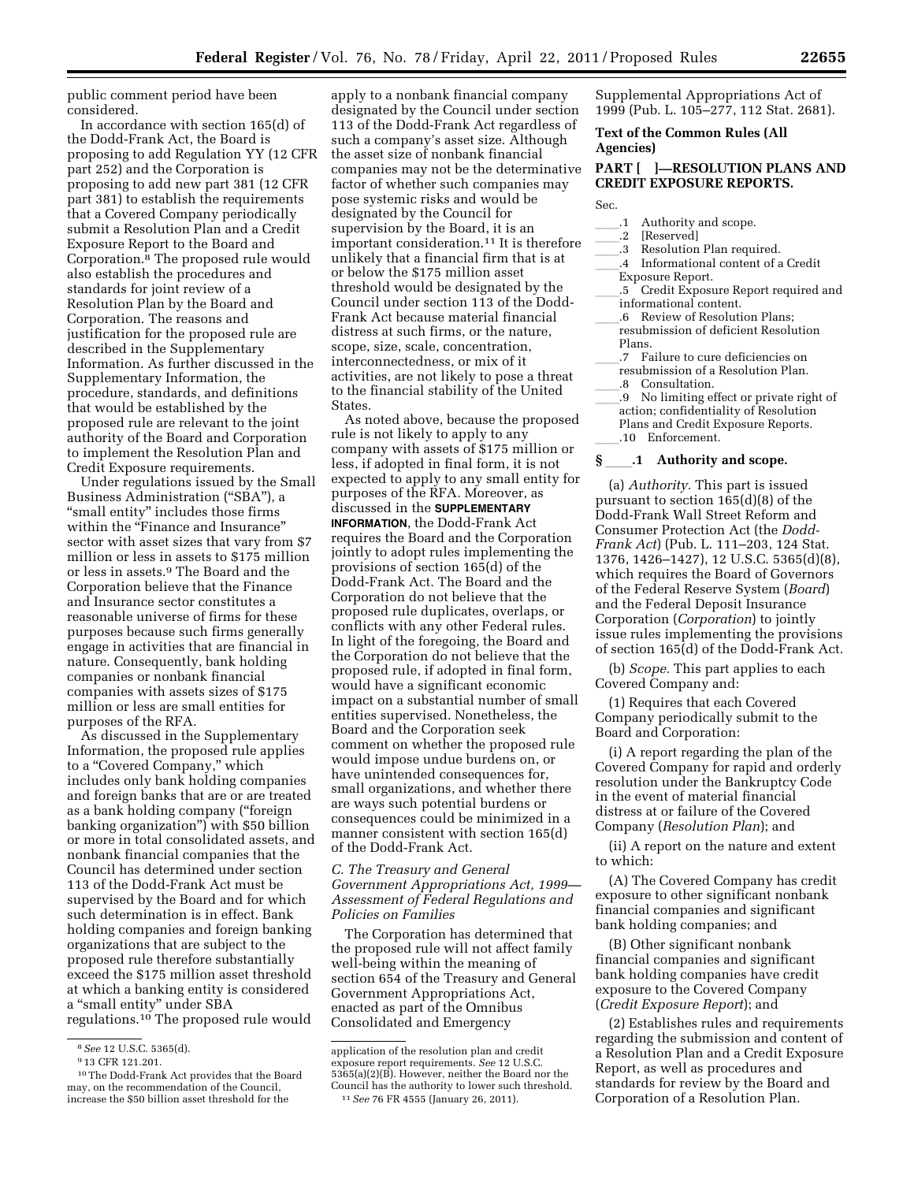public comment period have been considered.

In accordance with section 165(d) of the Dodd-Frank Act, the Board is proposing to add Regulation YY (12 CFR part 252) and the Corporation is proposing to add new part 381 (12 CFR part 381) to establish the requirements that a Covered Company periodically submit a Resolution Plan and a Credit Exposure Report to the Board and Corporation.[8] The proposed rule would also establish the procedures and standards for joint review of a Resolution Plan by the Board and Corporation. The reasons and justification for the proposed rule are described in the Supplementary Information. As further discussed in the Supplementary Information, the procedure, standards, and definitions that would be established by the proposed rule are relevant to the joint authority of the Board and Corporation to implement the Resolution Plan and Credit Exposure requirements.

Under regulations issued by the Small Business Administration ("SBA"), a "small entity" includes those firms within the "Finance and Insurance" sector with asset sizes that vary from $7 million or less in assets to $175 million or less in assets.[9] The Board and the Corporation believe that the Finance and Insurance sector constitutes a reasonable universe of firms for these purposes because such firms generally engage in activities that are financial in nature. Consequently, bank holding companies or nonbank financial companies with assets sizes of $175 million or less are small entities for purposes of the RFA.

As discussed in the Supplementary Information, the proposed rule applies to a "Covered Company," which includes only bank holding companies and foreign banks that are or are treated as a bank holding company ("foreign banking organization") with $50 billion or more in total consolidated assets, and nonbank financial companies that the Council has determined under section 113 of the Dodd-Frank Act must be supervised by the Board and for which such determination is in effect. Bank holding companies and foreign banking organizations that are subject to the proposed rule therefore substantially exceed the $175 million asset threshold at which a banking entity is considered a "small entity" under SBA regulations.[10] The proposed rule would apply to a nonbank financial company designated by the Council under section 113 of the Dodd-Frank Act regardless of such a company's asset size. Although the asset size of nonbank financial companies may not be the determinative factor of whether such companies may pose systemic risks and would be designated by the Council for supervision by the Board, it is an important consideration.[11] It is therefore unlikely that a financial firm that is at or below the $175 million asset threshold would be designated by the Council under section 113 of the Dodd-Frank Act because material financial distress at such firms, or the nature, scope, size, scale, concentration, interconnectedness, or mix of it activities, are not likely to pose a threat to the financial stability of the United States.

As noted above, because the proposed rule is not likely to apply to any company with assets of $175 million or less, if adopted in final form, it is not expected to apply to any small entity for purposes of the RFA. Moreover, as discussed in the **SUPPLEMENTARY INFORMATION**, the Dodd-Frank Act requires the Board and the Corporation jointly to adopt rules implementing the provisions of section 165(d) of the Dodd-Frank Act. The Board and the Corporation do not believe that the proposed rule duplicates, overlaps, or conflicts with any other Federal rules. In light of the foregoing, the Board and the Corporation do not believe that the proposed rule, if adopted in final form, would have a significant economic impact on a substantial number of small entities supervised. Nonetheless, the Board and the Corporation seek comment on whether the proposed rule would impose undue burdens on, or have unintended consequences for, small organizations, and whether there are ways such potential burdens or consequences could be minimized in a manner consistent with section 165(d) of the Dodd-Frank Act.

### *C. The Treasury and General Government Appropriations Act, 1999—Assessment of Federal Regulations and Policies on Families*

The Corporation has determined that the proposed rule will not affect family well-being within the meaning of section 654 of the Treasury and General Government Appropriations Act, enacted as part of the Omnibus Consolidated and Emergency Supplemental Appropriations Act of 1999 (Pub. L. 105–277, 112 Stat. 2681).

## Text of the Common Rules (All Agencies)

## PART [ ]—RESOLUTION PLANS AND CREDIT EXPOSURE REPORTS.

Sec.

____.1 Authority and scope.
____.2 [Reserved]
____.3 Resolution Plan required.
____.4 Informational content of a Credit Exposure Report.
____.5 Credit Exposure Report required and informational content.
____.6 Review of Resolution Plans; resubmission of deficient Resolution Plans.
____.7 Failure to cure deficiencies on resubmission of a Resolution Plan.
____.8 Consultation.
____.9 No limiting effect or private right of action; confidentiality of Resolution Plans and Credit Exposure Reports.
____.10 Enforcement.

### § ____.1 Authority and scope.

(a) *Authority.* This part is issued pursuant to section 165(d)(8) of the Dodd-Frank Wall Street Reform and Consumer Protection Act (the *Dodd-Frank Act*) (Pub. L. 111–203, 124 Stat. 1376, 1426–1427), 12 U.S.C. 5365(d)(8), which requires the Board of Governors of the Federal Reserve System (*Board*) and the Federal Deposit Insurance Corporation (*Corporation*) to jointly issue rules implementing the provisions of section 165(d) of the Dodd-Frank Act.

(b) *Scope.* This part applies to each Covered Company and:

(1) Requires that each Covered Company periodically submit to the Board and Corporation:

(i) A report regarding the plan of the Covered Company for rapid and orderly resolution under the Bankruptcy Code in the event of material financial distress at or failure of the Covered Company (*Resolution Plan*); and

(ii) A report on the nature and extent to which:

(A) The Covered Company has credit exposure to other significant nonbank financial companies and significant bank holding companies; and

(B) Other significant nonbank financial companies and significant bank holding companies have credit exposure to the Covered Company (*Credit Exposure Report*); and

(2) Establishes rules and requirements regarding the submission and content of a Resolution Plan and a Credit Exposure Report, as well as procedures and standards for review by the Board and Corporation of a Resolution Plan.

---

[8] *See* 12 U.S.C. 5365(d).

[9] 13 CFR 121.201.

[10] The Dodd-Frank Act provides that the Board may, on the recommendation of the Council, increase the $50 billion asset threshold for the application of the resolution plan and credit exposure report requirements. *See* 12 U.S.C. 5365(a)(2)(B). However, neither the Board nor the Council has the authority to lower such threshold.

[11] *See* 76 FR 4555 (January 26, 2011).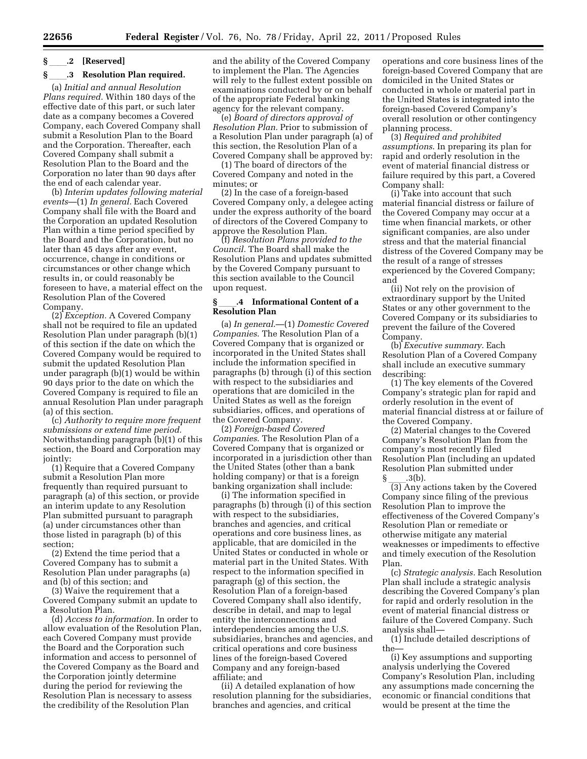## § ____.2 [Reserved]

## § ____.3 Resolution Plan required.

(a) *Initial and annual Resolution Plans required.* Within 180 days of the effective date of this part, or such later date as a company becomes a Covered Company, each Covered Company shall submit a Resolution Plan to the Board and the Corporation. Thereafter, each Covered Company shall submit a Resolution Plan to the Board and the Corporation no later than 90 days after the end of each calendar year.

(b) *Interim updates following material events*—(1) *In general.* Each Covered Company shall file with the Board and the Corporation an updated Resolution Plan within a time period specified by the Board and the Corporation, but no later than 45 days after any event, occurrence, change in conditions or circumstances or other change which results in, or could reasonably be foreseen to have, a material effect on the Resolution Plan of the Covered Company.

(2) *Exception.* A Covered Company shall not be required to file an updated Resolution Plan under paragraph (b)(1) of this section if the date on which the Covered Company would be required to submit the updated Resolution Plan under paragraph (b)(1) would be within 90 days prior to the date on which the Covered Company is required to file an annual Resolution Plan under paragraph (a) of this section.

(c) *Authority to require more frequent submissions or extend time period.* Notwithstanding paragraph (b)(1) of this section, the Board and Corporation may jointly:

(1) Require that a Covered Company submit a Resolution Plan more frequently than required pursuant to paragraph (a) of this section, or provide an interim update to any Resolution Plan submitted pursuant to paragraph (a) under circumstances other than those listed in paragraph (b) of this section;

(2) Extend the time period that a Covered Company has to submit a Resolution Plan under paragraphs (a) and (b) of this section; and

(3) Waive the requirement that a Covered Company submit an update to a Resolution Plan.

(d) *Access to information.* In order to allow evaluation of the Resolution Plan, each Covered Company must provide the Board and the Corporation such information and access to personnel of the Covered Company as the Board and the Corporation jointly determine during the period for reviewing the Resolution Plan is necessary to assess the credibility of the Resolution Plan and the ability of the Covered Company to implement the Plan. The Agencies will rely to the fullest extent possible on examinations conducted by or on behalf of the appropriate Federal banking agency for the relevant company.

(e) *Board of directors approval of Resolution Plan.* Prior to submission of a Resolution Plan under paragraph (a) of this section, the Resolution Plan of a Covered Company shall be approved by:

(1) The board of directors of the Covered Company and noted in the minutes; or

(2) In the case of a foreign-based Covered Company only, a delegee acting under the express authority of the board of directors of the Covered Company to approve the Resolution Plan.

(f) *Resolution Plans provided to the Council.* The Board shall make the Resolution Plans and updates submitted by the Covered Company pursuant to this section available to the Council upon request.

## § ____.4 Informational Content of a Resolution Plan

(a) *In general.*—(1) *Domestic Covered Companies.* The Resolution Plan of a Covered Company that is organized or incorporated in the United States shall include the information specified in paragraphs (b) through (i) of this section with respect to the subsidiaries and operations that are domiciled in the United States as well as the foreign subsidiaries, offices, and operations of the Covered Company.

(2) *Foreign-based Covered Companies.* The Resolution Plan of a Covered Company that is organized or incorporated in a jurisdiction other than the United States (other than a bank holding company) or that is a foreign banking organization shall include:

(i) The information specified in paragraphs (b) through (i) of this section with respect to the subsidiaries, branches and agencies, and critical operations and core business lines, as applicable, that are domiciled in the United States or conducted in whole or material part in the United States. With respect to the information specified in paragraph (g) of this section, the Resolution Plan of a foreign-based Covered Company shall also identify, describe in detail, and map to legal entity the interconnections and interdependencies among the U.S. subsidiaries, branches and agencies, and critical operations and core business lines of the foreign-based Covered Company and any foreign-based affiliate; and

(ii) A detailed explanation of how resolution planning for the subsidiaries, branches and agencies, and critical operations and core business lines of the foreign-based Covered Company that are domiciled in the United States or conducted in whole or material part in the United States is integrated into the foreign-based Covered Company's overall resolution or other contingency planning process.

(3) *Required and prohibited assumptions.* In preparing its plan for rapid and orderly resolution in the event of material financial distress or failure required by this part, a Covered Company shall:

(i) Take into account that such material financial distress or failure of the Covered Company may occur at a time when financial markets, or other significant companies, are also under stress and that the material financial distress of the Covered Company may be the result of a range of stresses experienced by the Covered Company; and

(ii) Not rely on the provision of extraordinary support by the United States or any other government to the Covered Company or its subsidiaries to prevent the failure of the Covered Company.

(b) *Executive summary.* Each Resolution Plan of a Covered Company shall include an executive summary describing:

(1) The key elements of the Covered Company's strategic plan for rapid and orderly resolution in the event of material financial distress at or failure of the Covered Company.

(2) Material changes to the Covered Company's Resolution Plan from the company's most recently filed Resolution Plan (including an updated Resolution Plan submitted under § ____.3(b).

(3) Any actions taken by the Covered Company since filing of the previous Resolution Plan to improve the effectiveness of the Covered Company's Resolution Plan or remediate or otherwise mitigate any material weaknesses or impediments to effective and timely execution of the Resolution Plan.

(c) *Strategic analysis.* Each Resolution Plan shall include a strategic analysis describing the Covered Company's plan for rapid and orderly resolution in the event of material financial distress or failure of the Covered Company. Such analysis shall—

(1) Include detailed descriptions of the—

(i) Key assumptions and supporting analysis underlying the Covered Company's Resolution Plan, including any assumptions made concerning the economic or financial conditions that would be present at the time the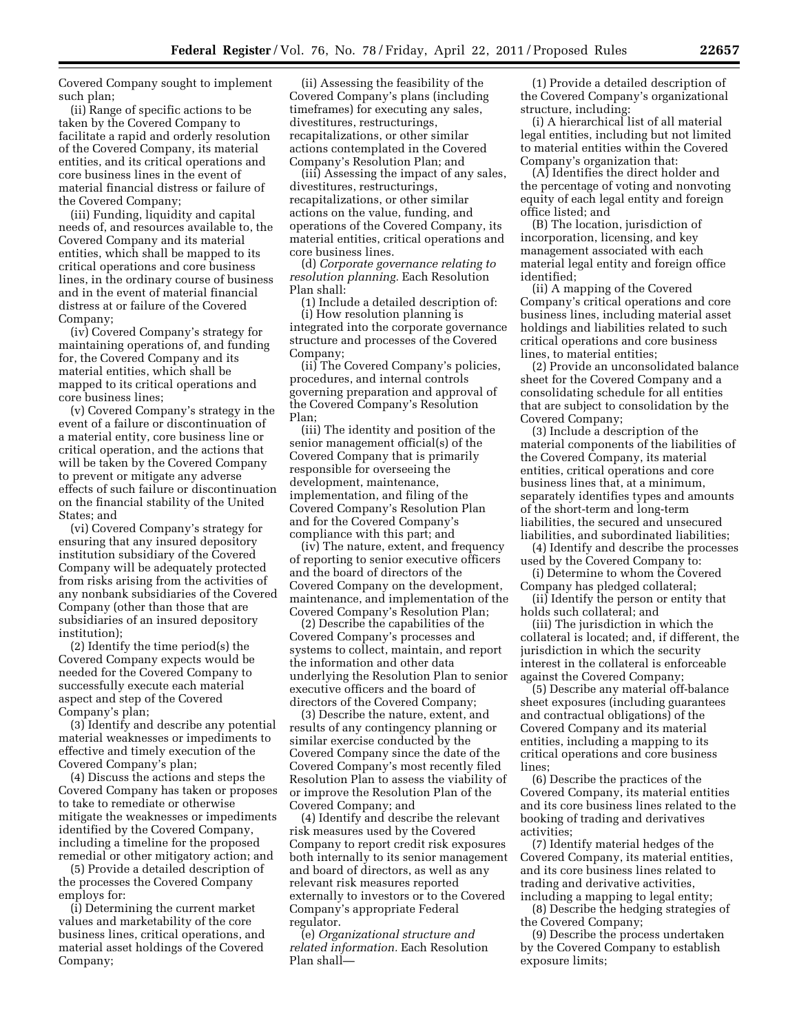Covered Company sought to implement such plan;

(ii) Range of specific actions to be taken by the Covered Company to facilitate a rapid and orderly resolution of the Covered Company, its material entities, and its critical operations and core business lines in the event of material financial distress or failure of the Covered Company;

(iii) Funding, liquidity and capital needs of, and resources available to, the Covered Company and its material entities, which shall be mapped to its critical operations and core business lines, in the ordinary course of business and in the event of material financial distress at or failure of the Covered Company;

(iv) Covered Company's strategy for maintaining operations of, and funding for, the Covered Company and its material entities, which shall be mapped to its critical operations and core business lines;

(v) Covered Company's strategy in the event of a failure or discontinuation of a material entity, core business line or critical operation, and the actions that will be taken by the Covered Company to prevent or mitigate any adverse effects of such failure or discontinuation on the financial stability of the United States; and

(vi) Covered Company's strategy for ensuring that any insured depository institution subsidiary of the Covered Company will be adequately protected from risks arising from the activities of any nonbank subsidiaries of the Covered Company (other than those that are subsidiaries of an insured depository institution);

(2) Identify the time period(s) the Covered Company expects would be needed for the Covered Company to successfully execute each material aspect and step of the Covered Company's plan;

(3) Identify and describe any potential material weaknesses or impediments to effective and timely execution of the Covered Company's plan;

(4) Discuss the actions and steps the Covered Company has taken or proposes to take to remediate or otherwise mitigate the weaknesses or impediments identified by the Covered Company, including a timeline for the proposed remedial or other mitigatory action; and

(5) Provide a detailed description of the processes the Covered Company employs for:

(i) Determining the current market values and marketability of the core business lines, critical operations, and material asset holdings of the Covered Company;

(ii) Assessing the feasibility of the Covered Company's plans (including timeframes) for executing any sales, divestitures, restructurings, recapitalizations, or other similar actions contemplated in the Covered Company's Resolution Plan; and

(iii) Assessing the impact of any sales, divestitures, restructurings, recapitalizations, or other similar actions on the value, funding, and operations of the Covered Company, its material entities, critical operations and core business lines.

(d) *Corporate governance relating to resolution planning.* Each Resolution Plan shall:

(1) Include a detailed description of:

(i) How resolution planning is integrated into the corporate governance structure and processes of the Covered Company;

(ii) The Covered Company's policies, procedures, and internal controls governing preparation and approval of the Covered Company's Resolution Plan;

(iii) The identity and position of the senior management official(s) of the Covered Company that is primarily responsible for overseeing the development, maintenance, implementation, and filing of the Covered Company's Resolution Plan and for the Covered Company's compliance with this part; and

(iv) The nature, extent, and frequency of reporting to senior executive officers and the board of directors of the Covered Company on the development, maintenance, and implementation of the Covered Company's Resolution Plan;

(2) Describe the capabilities of the Covered Company's processes and systems to collect, maintain, and report the information and other data underlying the Resolution Plan to senior executive officers and the board of directors of the Covered Company;

(3) Describe the nature, extent, and results of any contingency planning or similar exercise conducted by the Covered Company since the date of the Covered Company's most recently filed Resolution Plan to assess the viability of or improve the Resolution Plan of the Covered Company; and

(4) Identify and describe the relevant risk measures used by the Covered Company to report credit risk exposures both internally to its senior management and board of directors, as well as any relevant risk measures reported externally to investors or to the Covered Company's appropriate Federal regulator.

(e) *Organizational structure and related information.* Each Resolution Plan shall—

(1) Provide a detailed description of the Covered Company's organizational structure, including:

(i) A hierarchical list of all material legal entities, including but not limited to material entities within the Covered Company's organization that:

(A) Identifies the direct holder and the percentage of voting and nonvoting equity of each legal entity and foreign office listed; and

(B) The location, jurisdiction of incorporation, licensing, and key management associated with each material legal entity and foreign office identified;

(ii) A mapping of the Covered Company's critical operations and core business lines, including material asset holdings and liabilities related to such critical operations and core business lines, to material entities;

(2) Provide an unconsolidated balance sheet for the Covered Company and a consolidating schedule for all entities that are subject to consolidation by the Covered Company;

(3) Include a description of the material components of the liabilities of the Covered Company, its material entities, critical operations and core business lines that, at a minimum, separately identifies types and amounts of the short-term and long-term liabilities, the secured and unsecured liabilities, and subordinated liabilities;

(4) Identify and describe the processes used by the Covered Company to:

(i) Determine to whom the Covered Company has pledged collateral;

(ii) Identify the person or entity that holds such collateral; and

(iii) The jurisdiction in which the collateral is located; and, if different, the jurisdiction in which the security interest in the collateral is enforceable against the Covered Company;

(5) Describe any material off-balance sheet exposures (including guarantees and contractual obligations) of the Covered Company and its material entities, including a mapping to its critical operations and core business lines;

(6) Describe the practices of the Covered Company, its material entities and its core business lines related to the booking of trading and derivatives activities;

(7) Identify material hedges of the Covered Company, its material entities, and its core business lines related to trading and derivative activities, including a mapping to legal entity;

(8) Describe the hedging strategies of the Covered Company;

(9) Describe the process undertaken by the Covered Company to establish exposure limits;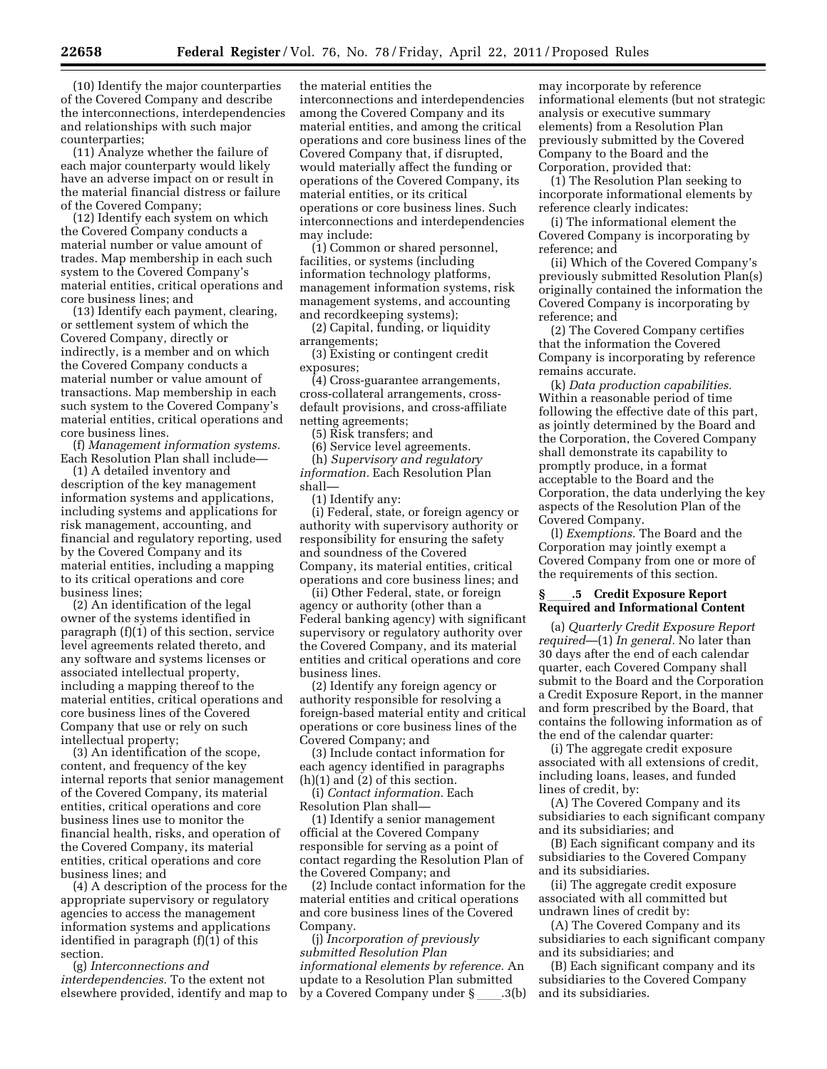(10) Identify the major counterparties of the Covered Company and describe the interconnections, interdependencies and relationships with such major counterparties;

(11) Analyze whether the failure of each major counterparty would likely have an adverse impact on or result in the material financial distress or failure of the Covered Company;

(12) Identify each system on which the Covered Company conducts a material number or value amount of trades. Map membership in each such system to the Covered Company's material entities, critical operations and core business lines; and

(13) Identify each payment, clearing, or settlement system of which the Covered Company, directly or indirectly, is a member and on which the Covered Company conducts a material number or value amount of transactions. Map membership in each such system to the Covered Company's material entities, critical operations and core business lines.

(f) *Management information systems.* Each Resolution Plan shall include—

(1) A detailed inventory and description of the key management information systems and applications, including systems and applications for risk management, accounting, and financial and regulatory reporting, used by the Covered Company and its material entities, including a mapping to its critical operations and core business lines;

(2) An identification of the legal owner of the systems identified in paragraph (f)(1) of this section, service level agreements related thereto, and any software and systems licenses or associated intellectual property, including a mapping thereof to the material entities, critical operations and core business lines of the Covered Company that use or rely on such intellectual property;

(3) An identification of the scope, content, and frequency of the key internal reports that senior management of the Covered Company, its material entities, critical operations and core business lines use to monitor the financial health, risks, and operation of the Covered Company, its material entities, critical operations and core business lines; and

(4) A description of the process for the appropriate supervisory or regulatory agencies to access the management information systems and applications identified in paragraph (f)(1) of this section.

(g) *Interconnections and interdependencies.* To the extent not elsewhere provided, identify and map to the material entities the interconnections and interdependencies among the Covered Company and its material entities, and among the critical operations and core business lines of the Covered Company that, if disrupted, would materially affect the funding or operations of the Covered Company, its material entities, or its critical operations or core business lines. Such interconnections and interdependencies may include:

(1) Common or shared personnel, facilities, or systems (including information technology platforms, management information systems, risk management systems, and accounting and recordkeeping systems);

(2) Capital, funding, or liquidity arrangements;

(3) Existing or contingent credit exposures;

(4) Cross-guarantee arrangements, cross-collateral arrangements, cross-default provisions, and cross-affiliate netting agreements;

(5) Risk transfers; and

(6) Service level agreements.

(h) *Supervisory and regulatory information.* Each Resolution Plan shall—

(1) Identify any:

(i) Federal, state, or foreign agency or authority with supervisory authority or responsibility for ensuring the safety and soundness of the Covered Company, its material entities, critical operations and core business lines; and

(ii) Other Federal, state, or foreign agency or authority (other than a Federal banking agency) with significant supervisory or regulatory authority over the Covered Company, and its material entities and critical operations and core business lines.

(2) Identify any foreign agency or authority responsible for resolving a foreign-based material entity and critical operations or core business lines of the Covered Company; and

(3) Include contact information for each agency identified in paragraphs (h)(1) and (2) of this section.

(i) *Contact information.* Each Resolution Plan shall—

(1) Identify a senior management official at the Covered Company responsible for serving as a point of contact regarding the Resolution Plan of the Covered Company; and

(2) Include contact information for the material entities and critical operations and core business lines of the Covered Company.

(j) *Incorporation of previously submitted Resolution Plan informational elements by reference.* An update to a Resolution Plan submitted by a Covered Company under § ____.3(b) may incorporate by reference informational elements (but not strategic analysis or executive summary elements) from a Resolution Plan previously submitted by the Covered Company to the Board and the Corporation, provided that:

(1) The Resolution Plan seeking to incorporate informational elements by reference clearly indicates:

(i) The informational element the Covered Company is incorporating by reference; and

(ii) Which of the Covered Company's previously submitted Resolution Plan(s) originally contained the information the Covered Company is incorporating by reference; and

(2) The Covered Company certifies that the information the Covered Company is incorporating by reference remains accurate.

(k) *Data production capabilities.* Within a reasonable period of time following the effective date of this part, as jointly determined by the Board and the Corporation, the Covered Company shall demonstrate its capability to promptly produce, in a format acceptable to the Board and the Corporation, the data underlying the key aspects of the Resolution Plan of the Covered Company.

(l) *Exemptions.* The Board and the Corporation may jointly exempt a Covered Company from one or more of the requirements of this section.

### § ____.5 Credit Exposure Report Required and Informational Content

(a) *Quarterly Credit Exposure Report required*—(1) *In general.* No later than 30 days after the end of each calendar quarter, each Covered Company shall submit to the Board and the Corporation a Credit Exposure Report, in the manner and form prescribed by the Board, that contains the following information as of the end of the calendar quarter:

(i) The aggregate credit exposure associated with all extensions of credit, including loans, leases, and funded lines of credit, by:

(A) The Covered Company and its subsidiaries to each significant company and its subsidiaries; and

(B) Each significant company and its subsidiaries to the Covered Company and its subsidiaries.

(ii) The aggregate credit exposure associated with all committed but undrawn lines of credit by:

(A) The Covered Company and its subsidiaries to each significant company and its subsidiaries; and

(B) Each significant company and its subsidiaries to the Covered Company and its subsidiaries.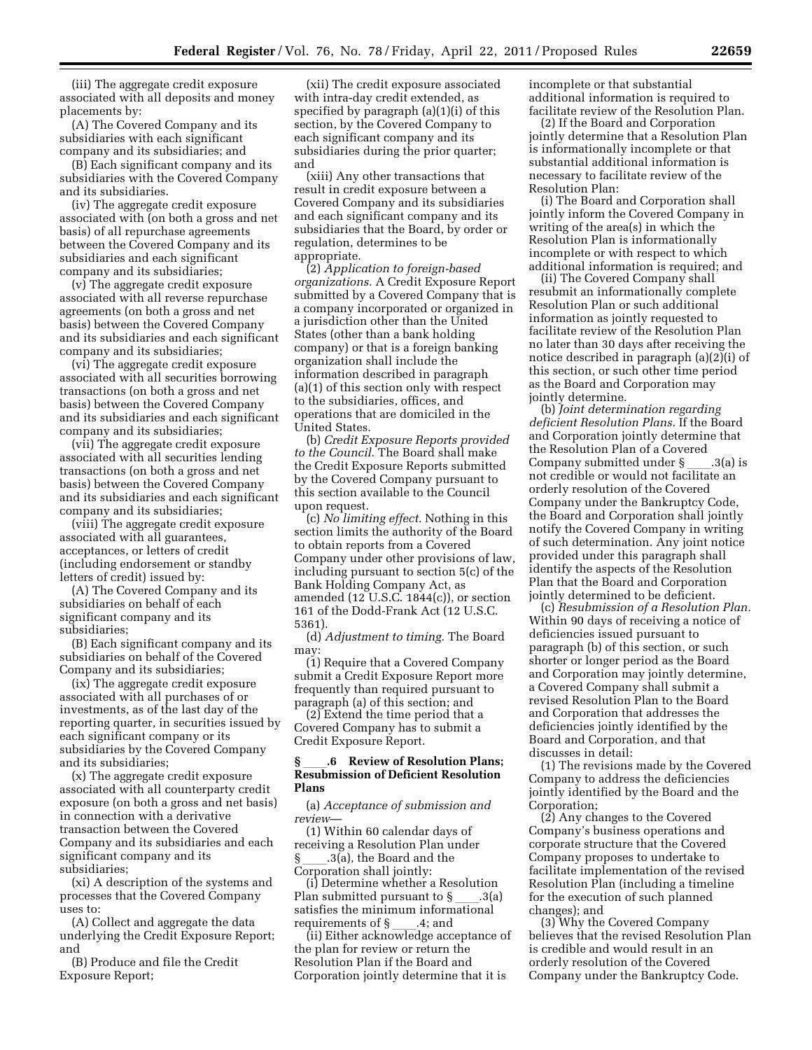(iii) The aggregate credit exposure associated with all deposits and money placements by:

(A) The Covered Company and its subsidiaries with each significant company and its subsidiaries; and

(B) Each significant company and its subsidiaries with the Covered Company and its subsidiaries.

(iv) The aggregate credit exposure associated with (on both a gross and net basis) of all repurchase agreements between the Covered Company and its subsidiaries and each significant company and its subsidiaries;

(v) The aggregate credit exposure associated with all reverse repurchase agreements (on both a gross and net basis) between the Covered Company and its subsidiaries and each significant company and its subsidiaries;

(vi) The aggregate credit exposure associated with all securities borrowing transactions (on both a gross and net basis) between the Covered Company and its subsidiaries and each significant company and its subsidiaries;

(vii) The aggregate credit exposure associated with all securities lending transactions (on both a gross and net basis) between the Covered Company and its subsidiaries and each significant company and its subsidiaries;

(viii) The aggregate credit exposure associated with all guarantees, acceptances, or letters of credit (including endorsement or standby letters of credit) issued by:

(A) The Covered Company and its subsidiaries on behalf of each significant company and its subsidiaries;

(B) Each significant company and its subsidiaries on behalf of the Covered Company and its subsidiaries;

(ix) The aggregate credit exposure associated with all purchases of or investments, as of the last day of the reporting quarter, in securities issued by each significant company or its subsidiaries by the Covered Company and its subsidiaries;

(x) The aggregate credit exposure associated with all counterparty credit exposure (on both a gross and net basis) in connection with a derivative transaction between the Covered Company and its subsidiaries and each significant company and its subsidiaries;

(xi) A description of the systems and processes that the Covered Company uses to:

(A) Collect and aggregate the data underlying the Credit Exposure Report; and

(B) Produce and file the Credit Exposure Report;

(xii) The credit exposure associated with intra-day credit extended, as specified by paragraph (a)(1)(i) of this section, by the Covered Company to each significant company and its subsidiaries during the prior quarter; and

(xiii) Any other transactions that result in credit exposure between a Covered Company and its subsidiaries and each significant company and its subsidiaries that the Board, by order or regulation, determines to be appropriate.

(2) *Application to foreign-based organizations.* A Credit Exposure Report submitted by a Covered Company that is a company incorporated or organized in a jurisdiction other than the United States (other than a bank holding company) or that is a foreign banking organization shall include the information described in paragraph (a)(1) of this section only with respect to the subsidiaries, offices, and operations that are domiciled in the United States.

(b) *Credit Exposure Reports provided to the Council.* The Board shall make the Credit Exposure Reports submitted by the Covered Company pursuant to this section available to the Council upon request.

(c) *No limiting effect.* Nothing in this section limits the authority of the Board to obtain reports from a Covered Company under other provisions of law, including pursuant to section 5(c) of the Bank Holding Company Act, as amended (12 U.S.C. 1844(c)), or section 161 of the Dodd-Frank Act (12 U.S.C. 5361).

(d) *Adjustment to timing.* The Board may:

(1) Require that a Covered Company submit a Credit Exposure Report more frequently than required pursuant to paragraph (a) of this section; and

(2) Extend the time period that a Covered Company has to submit a Credit Exposure Report.

### § ____.6 Review of Resolution Plans; Resubmission of Deficient Resolution Plans

(a) *Acceptance of submission and review*—

(1) Within 60 calendar days of receiving a Resolution Plan under § ____.3(a), the Board and the Corporation shall jointly:

(i) Determine whether a Resolution Plan submitted pursuant to § ____.3(a) satisfies the minimum informational requirements of § ____.4; and

(ii) Either acknowledge acceptance of the plan for review or return the Resolution Plan if the Board and Corporation jointly determine that it is incomplete or that substantial additional information is required to facilitate review of the Resolution Plan.

(2) If the Board and Corporation jointly determine that a Resolution Plan is informationally incomplete or that substantial additional information is necessary to facilitate review of the Resolution Plan:

(i) The Board and Corporation shall jointly inform the Covered Company in writing of the area(s) in which the Resolution Plan is informationally incomplete or with respect to which additional information is required; and

(ii) The Covered Company shall resubmit an informationally complete Resolution Plan or such additional information as jointly requested to facilitate review of the Resolution Plan no later than 30 days after receiving the notice described in paragraph (a)(2)(i) of this section, or such other time period as the Board and Corporation may jointly determine.

(b) *Joint determination regarding deficient Resolution Plans.* If the Board and Corporation jointly determine that the Resolution Plan of a Covered Company submitted under § ____.3(a) is not credible or would not facilitate an orderly resolution of the Covered Company under the Bankruptcy Code, the Board and Corporation shall jointly notify the Covered Company in writing of such determination. Any joint notice provided under this paragraph shall identify the aspects of the Resolution Plan that the Board and Corporation jointly determined to be deficient.

(c) *Resubmission of a Resolution Plan.* Within 90 days of receiving a notice of deficiencies issued pursuant to paragraph (b) of this section, or such shorter or longer period as the Board and Corporation may jointly determine, a Covered Company shall submit a revised Resolution Plan to the Board and Corporation that addresses the deficiencies jointly identified by the Board and Corporation, and that discusses in detail:

(1) The revisions made by the Covered Company to address the deficiencies jointly identified by the Board and the Corporation;

(2) Any changes to the Covered Company's business operations and corporate structure that the Covered Company proposes to undertake to facilitate implementation of the revised Resolution Plan (including a timeline for the execution of such planned changes); and

(3) Why the Covered Company believes that the revised Resolution Plan is credible and would result in an orderly resolution of the Covered Company under the Bankruptcy Code.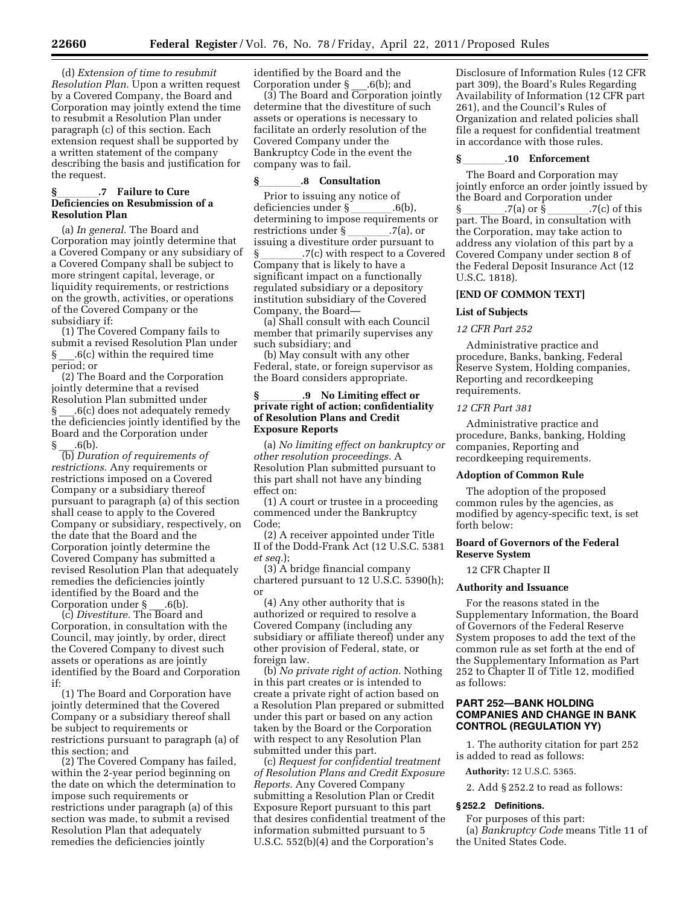(d) *Extension of time to resubmit Resolution Plan.* Upon a written request by a Covered Company, the Board and Corporation may jointly extend the time to resubmit a Resolution Plan under paragraph (c) of this section. Each extension request shall be supported by a written statement of the company describing the basis and justification for the request.

### § ________.7 Failure to Cure Deficiencies on Resubmission of a Resolution Plan

(a) *In general.* The Board and Corporation may jointly determine that a Covered Company or any subsidiary of a Covered Company shall be subject to more stringent capital, leverage, or liquidity requirements, or restrictions on the growth, activities, or operations of the Covered Company or the subsidiary if:

(1) The Covered Company fails to submit a revised Resolution Plan under § ___.6(c) within the required time period; or

(2) The Board and the Corporation jointly determine that a revised Resolution Plan submitted under § ___.6(c) does not adequately remedy the deficiencies jointly identified by the Board and the Corporation under § ___.6(b).

(b) *Duration of requirements of restrictions.* Any requirements or restrictions imposed on a Covered Company or a subsidiary thereof pursuant to paragraph (a) of this section shall cease to apply to the Covered Company or subsidiary, respectively, on the date that the Board and the Corporation jointly determine the Covered Company has submitted a revised Resolution Plan that adequately remedies the deficiencies jointly identified by the Board and the Corporation under § ___.6(b).

(c) *Divestiture.* The Board and Corporation, in consultation with the Council, may jointly, by order, direct the Covered Company to divest such assets or operations as are jointly identified by the Board and Corporation if:

(1) The Board and Corporation have jointly determined that the Covered Company or a subsidiary thereof shall be subject to requirements or restrictions pursuant to paragraph (a) of this section; and

(2) The Covered Company has failed, within the 2-year period beginning on the date on which the determination to impose such requirements or restrictions under paragraph (a) of this section was made, to submit a revised Resolution Plan that adequately remedies the deficiencies jointly identified by the Board and the Corporation under § ___.6(b); and

(3) The Board and Corporation jointly determine that the divestiture of such assets or operations is necessary to facilitate an orderly resolution of the Covered Company under the Bankruptcy Code in the event the company was to fail.

### § ________.8 Consultation

Prior to issuing any notice of deficiencies under § ________.6(b), determining to impose requirements or restrictions under § ________.7(a), or issuing a divestiture order pursuant to § ________.7(c) with respect to a Covered Company that is likely to have a significant impact on a functionally regulated subsidiary or a depository institution subsidiary of the Covered Company, the Board—

(a) Shall consult with each Council member that primarily supervises any such subsidiary; and

(b) May consult with any other Federal, state, or foreign supervisor as the Board considers appropriate.

### § ________.9 No Limiting effect or private right of action; confidentiality of Resolution Plans and Credit Exposure Reports

(a) *No limiting effect on bankruptcy or other resolution proceedings.* A Resolution Plan submitted pursuant to this part shall not have any binding effect on:

(1) A court or trustee in a proceeding commenced under the Bankruptcy Code;

(2) A receiver appointed under Title II of the Dodd-Frank Act (12 U.S.C. 5381 *et seq.*);

(3) A bridge financial company chartered pursuant to 12 U.S.C. 5390(h); or

(4) Any other authority that is authorized or required to resolve a Covered Company (including any subsidiary or affiliate thereof) under any other provision of Federal, state, or foreign law.

(b) *No private right of action.* Nothing in this part creates or is intended to create a private right of action based on a Resolution Plan prepared or submitted under this part or based on any action taken by the Board or the Corporation with respect to any Resolution Plan submitted under this part.

(c) *Request for confidential treatment of Resolution Plans and Credit Exposure Reports.* Any Covered Company submitting a Resolution Plan or Credit Exposure Report pursuant to this part that desires confidential treatment of the information submitted pursuant to 5 U.S.C. 552(b)(4) and the Corporation's Disclosure of Information Rules (12 CFR part 309), the Board's Rules Regarding Availability of Information (12 CFR part 261), and the Council's Rules of Organization and related policies shall file a request for confidential treatment in accordance with those rules.

### § ________.10 Enforcement

The Board and Corporation may jointly enforce an order jointly issued by the Board and Corporation under § ________.7(a) or § ________.7(c) of this part. The Board, in consultation with the Corporation, may take action to address any violation of this part by a Covered Company under section 8 of the Federal Deposit Insurance Act (12 U.S.C. 1818).

**[END OF COMMON TEXT]**

### List of Subjects

*12 CFR Part 252*

Administrative practice and procedure, Banks, banking, Federal Reserve System, Holding companies, Reporting and recordkeeping requirements.

*12 CFR Part 381*

Administrative practice and procedure, Banks, banking, Holding companies, Reporting and recordkeeping requirements.

### Adoption of Common Rule

The adoption of the proposed common rules by the agencies, as modified by agency-specific text, is set forth below:

### Board of Governors of the Federal Reserve System

12 CFR Chapter II

### Authority and Issuance

For the reasons stated in the Supplementary Information, the Board of Governors of the Federal Reserve System proposes to add the text of the common rule as set forth at the end of the Supplementary Information as Part 252 to Chapter II of Title 12, modified as follows:

## PART 252—BANK HOLDING COMPANIES AND CHANGE IN BANK CONTROL (REGULATION YY)

1. The authority citation for part 252 is added to read as follows:

**Authority:** 12 U.S.C. 5365.

2. Add § 252.2 to read as follows:

### § 252.2 Definitions.

For purposes of this part:

(a) *Bankruptcy Code* means Title 11 of the United States Code.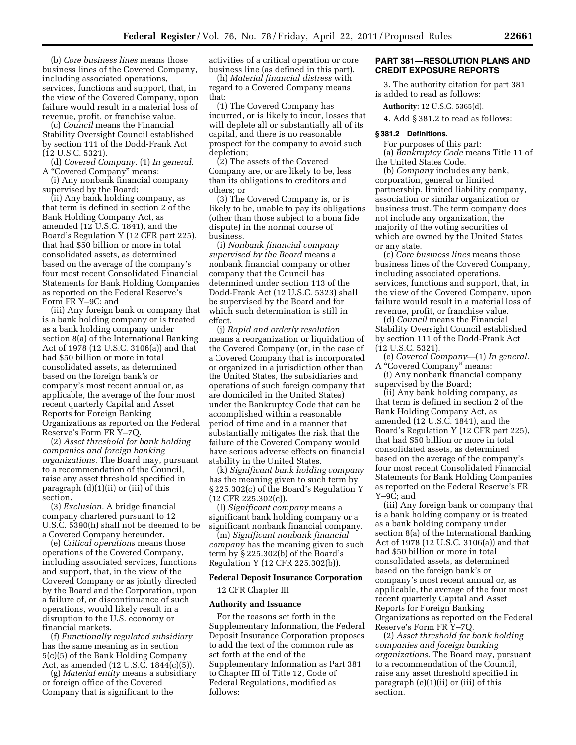(b) *Core business lines* means those business lines of the Covered Company, including associated operations, services, functions and support, that, in the view of the Covered Company, upon failure would result in a material loss of revenue, profit, or franchise value.

(c) *Council* means the Financial Stability Oversight Council established by section 111 of the Dodd-Frank Act (12 U.S.C. 5321).

(d) *Covered Company.* (1) *In general.* A "Covered Company" means:

(i) Any nonbank financial company supervised by the Board;

(ii) Any bank holding company, as that term is defined in section 2 of the Bank Holding Company Act, as amended (12 U.S.C. 1841), and the Board's Regulation Y (12 CFR part 225), that had $50 billion or more in total consolidated assets, as determined based on the average of the company's four most recent Consolidated Financial Statements for Bank Holding Companies as reported on the Federal Reserve's Form FR Y–9C; and

(iii) Any foreign bank or company that is a bank holding company or is treated as a bank holding company under section 8(a) of the International Banking Act of 1978 (12 U.S.C. 3106(a)) and that had $50 billion or more in total consolidated assets, as determined based on the foreign bank's or company's most recent annual or, as applicable, the average of the four most recent quarterly Capital and Asset Reports for Foreign Banking Organizations as reported on the Federal Reserve's Form FR Y–7Q.

(2) *Asset threshold for bank holding companies and foreign banking organizations.* The Board may, pursuant to a recommendation of the Council, raise any asset threshold specified in paragraph (d)(1)(ii) or (iii) of this section.

(3) *Exclusion.* A bridge financial company chartered pursuant to 12 U.S.C. 5390(h) shall not be deemed to be a Covered Company hereunder.

(e) *Critical operations* means those operations of the Covered Company, including associated services, functions and support, that, in the view of the Covered Company or as jointly directed by the Board and the Corporation, upon a failure of, or discontinuance of such operations, would likely result in a disruption to the U.S. economy or financial markets.

(f) *Functionally regulated subsidiary* has the same meaning as in section 5(c)(5) of the Bank Holding Company Act, as amended (12 U.S.C. 1844(c)(5)).

(g) *Material entity* means a subsidiary or foreign office of the Covered Company that is significant to the activities of a critical operation or core business line (as defined in this part).

(h) *Material financial distress* with regard to a Covered Company means that:

(1) The Covered Company has incurred, or is likely to incur, losses that will deplete all or substantially all of its capital, and there is no reasonable prospect for the company to avoid such depletion;

(2) The assets of the Covered Company are, or are likely to be, less than its obligations to creditors and others; or

(3) The Covered Company is, or is likely to be, unable to pay its obligations (other than those subject to a bona fide dispute) in the normal course of business.

(i) *Nonbank financial company supervised by the Board* means a nonbank financial company or other company that the Council has determined under section 113 of the Dodd-Frank Act (12 U.S.C. 5323) shall be supervised by the Board and for which such determination is still in effect.

(j) *Rapid and orderly resolution* means a reorganization or liquidation of the Covered Company (or, in the case of a Covered Company that is incorporated or organized in a jurisdiction other than the United States, the subsidiaries and operations of such foreign company that are domiciled in the United States) under the Bankruptcy Code that can be accomplished within a reasonable period of time and in a manner that substantially mitigates the risk that the failure of the Covered Company would have serious adverse effects on financial stability in the United States.

(k) *Significant bank holding company* has the meaning given to such term by § 225.302(c) of the Board's Regulation Y (12 CFR 225.302(c)).

(l) *Significant company* means a significant bank holding company or a significant nonbank financial company.

(m) *Significant nonbank financial company* has the meaning given to such term by § 225.302(b) of the Board's Regulation Y (12 CFR 225.302(b)).

### Federal Deposit Insurance Corporation

12 CFR Chapter III

### Authority and Issuance

For the reasons set forth in the Supplementary Information, the Federal Deposit Insurance Corporation proposes to add the text of the common rule as set forth at the end of the Supplementary Information as Part 381 to Chapter III of Title 12, Code of Federal Regulations, modified as follows:

## PART 381—RESOLUTION PLANS AND CREDIT EXPOSURE REPORTS

3. The authority citation for part 381 is added to read as follows:

**Authority:** 12 U.S.C. 5365(d).

4. Add § 381.2 to read as follows:

### § 381.2 Definitions.

For purposes of this part:

(a) *Bankruptcy Code* means Title 11 of the United States Code.

(b) *Company* includes any bank, corporation, general or limited partnership, limited liability company, association or similar organization or business trust. The term company does not include any organization, the majority of the voting securities of which are owned by the United States or any state.

(c) *Core business lines* means those business lines of the Covered Company, including associated operations, services, functions and support, that, in the view of the Covered Company, upon failure would result in a material loss of revenue, profit, or franchise value.

(d) *Council* means the Financial Stability Oversight Council established by section 111 of the Dodd-Frank Act (12 U.S.C. 5321).

(e) *Covered Company*—(1) *In general.* A "Covered Company" means:

(i) Any nonbank financial company supervised by the Board;

(ii) Any bank holding company, as that term is defined in section 2 of the Bank Holding Company Act, as amended (12 U.S.C. 1841), and the Board's Regulation Y (12 CFR part 225), that had $50 billion or more in total consolidated assets, as determined based on the average of the company's four most recent Consolidated Financial Statements for Bank Holding Companies as reported on the Federal Reserve's FR Y–9C; and

(iii) Any foreign bank or company that is a bank holding company or is treated as a bank holding company under section 8(a) of the International Banking Act of 1978 (12 U.S.C. 3106(a)) and that had $50 billion or more in total consolidated assets, as determined based on the foreign bank's or company's most recent annual or, as applicable, the average of the four most recent quarterly Capital and Asset Reports for Foreign Banking Organizations as reported on the Federal Reserve's Form FR Y–7Q.

(2) *Asset threshold for bank holding companies and foreign banking organizations.* The Board may, pursuant to a recommendation of the Council, raise any asset threshold specified in paragraph (e)(1)(ii) or (iii) of this section.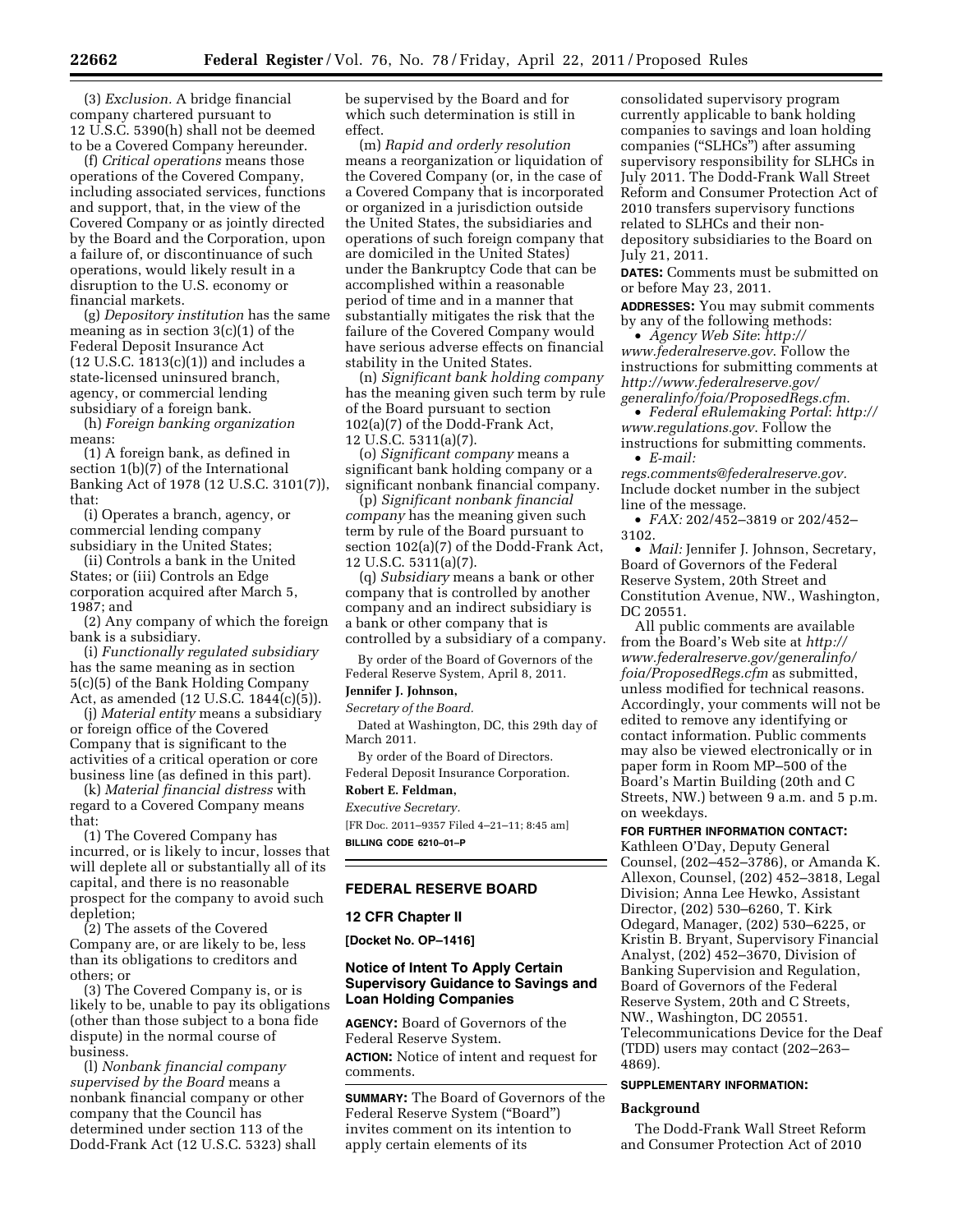(3) *Exclusion.* A bridge financial company chartered pursuant to 12 U.S.C. 5390(h) shall not be deemed to be a Covered Company hereunder.

(f) *Critical operations* means those operations of the Covered Company, including associated services, functions and support, that, in the view of the Covered Company or as jointly directed by the Board and the Corporation, upon a failure of, or discontinuance of such operations, would likely result in a disruption to the U.S. economy or financial markets.

(g) *Depository institution* has the same meaning as in section 3(c)(1) of the Federal Deposit Insurance Act (12 U.S.C. 1813(c)(1)) and includes a state-licensed uninsured branch, agency, or commercial lending subsidiary of a foreign bank.

(h) *Foreign banking organization* means:

(1) A foreign bank, as defined in section 1(b)(7) of the International Banking Act of 1978 (12 U.S.C. 3101(7)), that:

(i) Operates a branch, agency, or commercial lending company subsidiary in the United States;

(ii) Controls a bank in the United States; or (iii) Controls an Edge corporation acquired after March 5, 1987; and

(2) Any company of which the foreign bank is a subsidiary.

(i) *Functionally regulated subsidiary* has the same meaning as in section 5(c)(5) of the Bank Holding Company Act, as amended (12 U.S.C. 1844(c)(5)).

(j) *Material entity* means a subsidiary or foreign office of the Covered Company that is significant to the activities of a critical operation or core business line (as defined in this part).

(k) *Material financial distress* with regard to a Covered Company means that:

(1) The Covered Company has incurred, or is likely to incur, losses that will deplete all or substantially all of its capital, and there is no reasonable prospect for the company to avoid such depletion;

(2) The assets of the Covered Company are, or are likely to be, less than its obligations to creditors and others; or

(3) The Covered Company is, or is likely to be, unable to pay its obligations (other than those subject to a bona fide dispute) in the normal course of business.

(l) *Nonbank financial company supervised by the Board* means a nonbank financial company or other company that the Council has determined under section 113 of the Dodd-Frank Act (12 U.S.C. 5323) shall be supervised by the Board and for which such determination is still in effect.

(m) *Rapid and orderly resolution* means a reorganization or liquidation of the Covered Company (or, in the case of a Covered Company that is incorporated or organized in a jurisdiction outside the United States, the subsidiaries and operations of such foreign company that are domiciled in the United States) under the Bankruptcy Code that can be accomplished within a reasonable period of time and in a manner that substantially mitigates the risk that the failure of the Covered Company would have serious adverse effects on financial stability in the United States.

(n) *Significant bank holding company* has the meaning given such term by rule of the Board pursuant to section 102(a)(7) of the Dodd-Frank Act, 12 U.S.C. 5311(a)(7).

(o) *Significant company* means a significant bank holding company or a significant nonbank financial company.

(p) *Significant nonbank financial company* has the meaning given such term by rule of the Board pursuant to section 102(a)(7) of the Dodd-Frank Act, 12 U.S.C. 5311(a)(7).

(q) *Subsidiary* means a bank or other company that is controlled by another company and an indirect subsidiary is a bank or other company that is controlled by a subsidiary of a company.

By order of the Board of Governors of the Federal Reserve System, April 8, 2011.

**Jennifer J. Johnson,**

*Secretary of the Board.*

Dated at Washington, DC, this 29th day of March 2011.

By order of the Board of Directors.

Federal Deposit Insurance Corporation.

**Robert E. Feldman,**

*Executive Secretary.*

[FR Doc. 2011–9357 Filed 4–21–11; 8:45 am]

**BILLING CODE 6210–01–P**

## FEDERAL RESERVE BOARD

### 12 CFR Chapter II

**[Docket No. OP–1416]**

### Notice of Intent To Apply Certain Supervisory Guidance to Savings and Loan Holding Companies

**AGENCY:** Board of Governors of the Federal Reserve System.

**ACTION:** Notice of intent and request for comments.

**SUMMARY:** The Board of Governors of the Federal Reserve System ("Board") invites comment on its intention to apply certain elements of its consolidated supervisory program currently applicable to bank holding companies to savings and loan holding companies ("SLHCs") after assuming supervisory responsibility for SLHCs in July 2011. The Dodd-Frank Wall Street Reform and Consumer Protection Act of 2010 transfers supervisory functions related to SLHCs and their non-depository subsidiaries to the Board on July 21, 2011.

**DATES:** Comments must be submitted on or before May 23, 2011.

**ADDRESSES:** You may submit comments by any of the following methods:

- *Agency Web Site*: *http://www.federalreserve.gov*. Follow the instructions for submitting comments at *http://www.federalreserve.gov/generalinfo/foia/ProposedRegs.cfm*.
- *Federal eRulemaking Portal*: *http://www.regulations.gov*. Follow the instructions for submitting comments.
- *E-mail: regs.comments@federalreserve.gov*. Include docket number in the subject line of the message.
- *FAX:* 202/452–3819 or 202/452–3102.
- *Mail:* Jennifer J. Johnson, Secretary, Board of Governors of the Federal Reserve System, 20th Street and Constitution Avenue, NW., Washington, DC 20551.

All public comments are available from the Board's Web site at *http://www.federalreserve.gov/generalinfo/foia/ProposedRegs.cfm* as submitted, unless modified for technical reasons. Accordingly, your comments will not be edited to remove any identifying or contact information. Public comments may also be viewed electronically or in paper form in Room MP–500 of the Board's Martin Building (20th and C Streets, NW.) between 9 a.m. and 5 p.m. on weekdays.

**FOR FURTHER INFORMATION CONTACT:** Kathleen O'Day, Deputy General Counsel, (202–452–3786), or Amanda K. Allexon, Counsel, (202) 452–3818, Legal Division; Anna Lee Hewko, Assistant Director, (202) 530–6260, T. Kirk Odegard, Manager, (202) 530–6225, or Kristin B. Bryant, Supervisory Financial Analyst, (202) 452–3670, Division of Banking Supervision and Regulation, Board of Governors of the Federal Reserve System, 20th and C Streets, NW., Washington, DC 20551. Telecommunications Device for the Deaf (TDD) users may contact (202–263–4869).

**SUPPLEMENTARY INFORMATION:**

**Background**

The Dodd-Frank Wall Street Reform and Consumer Protection Act of 2010